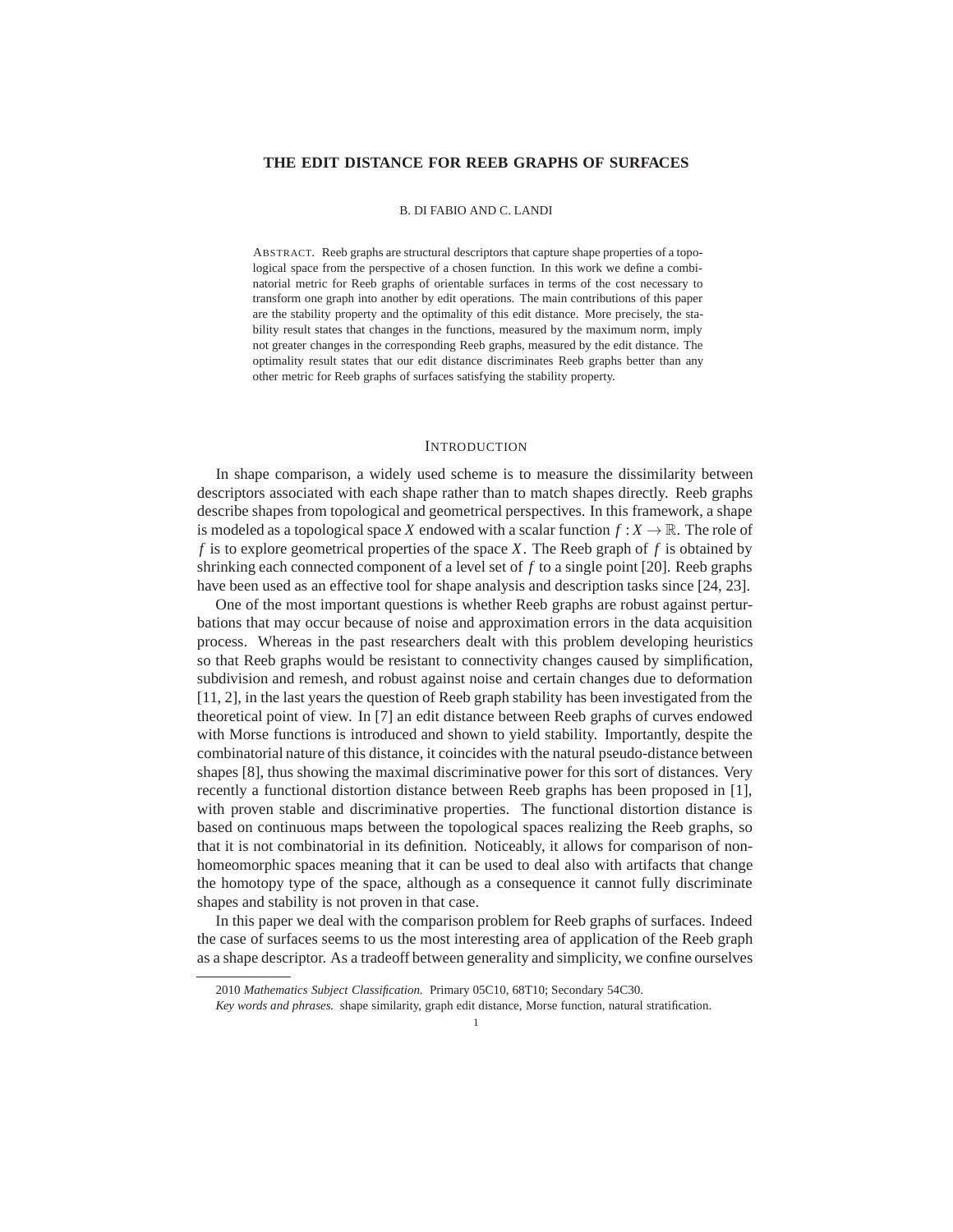# THE EDIT DISTANCE FOR REEB GRAPHS OF SURFACES

B. DI FABIO AND C. LANDI

ABSTRACT. Reeb graphs are structural descriptors that capture shape properties of a topological space from the perspective of a chosen function. In this work we define a combinatorial metric for Reeb graphs of orientable surfaces in terms of the cost necessary to transform one graph into another by edit operations. The main contributions of this paper are the stability property and the optimality of this edit distance. More precisely, the stability result states that changes in the functions, measured by the maximum norm, imply not greater changes in the corresponding Reeb graphs, measured by the edit distance. The optimality result states that our edit distance discriminates Reeb graphs better than any other metric for Reeb graphs of surfaces satisfying the stability property.

## INTRODUCTION

In shape comparison, a widely used scheme is to measure the dissimilarity between descriptors associated with each shape rather than to match shapes directly. Reeb graphs describe shapes from topological and geometrical perspectives. In this framework, a shape is modeled as a topological space $X$ endowed with a scalar function $f : X \to \mathbb{R}$. The role of $f$ is to explore geometrical properties of the space $X$. The Reeb graph of $f$ is obtained by shrinking each connected component of a level set of $f$ to a single point [20]. Reeb graphs have been used as an effective tool for shape analysis and description tasks since [24, 23].

One of the most important questions is whether Reeb graphs are robust against perturbations that may occur because of noise and approximation errors in the data acquisition process. Whereas in the past researchers dealt with this problem developing heuristics so that Reeb graphs would be resistant to connectivity changes caused by simplification, subdivision and remesh, and robust against noise and certain changes due to deformation [11, 2], in the last years the question of Reeb graph stability has been investigated from the theoretical point of view. In [7] an edit distance between Reeb graphs of curves endowed with Morse functions is introduced and shown to yield stability. Importantly, despite the combinatorial nature of this distance, it coincides with the natural pseudo-distance between shapes [8], thus showing the maximal discriminative power for this sort of distances. Very recently a functional distortion distance between Reeb graphs has been proposed in [1], with proven stable and discriminative properties. The functional distortion distance is based on continuous maps between the topological spaces realizing the Reeb graphs, so that it is not combinatorial in its definition. Noticeably, it allows for comparison of non-homeomorphic spaces meaning that it can be used to deal also with artifacts that change the homotopy type of the space, although as a consequence it cannot fully discriminate shapes and stability is not proven in that case.

In this paper we deal with the comparison problem for Reeb graphs of surfaces. Indeed the case of surfaces seems to us the most interesting area of application of the Reeb graph as a shape descriptor. As a tradeoff between generality and simplicity, we confine ourselves

2010 *Mathematics Subject Classification.* Primary 05C10, 68T10; Secondary 54C30.

*Key words and phrases.* shape similarity, graph edit distance, Morse function, natural stratification.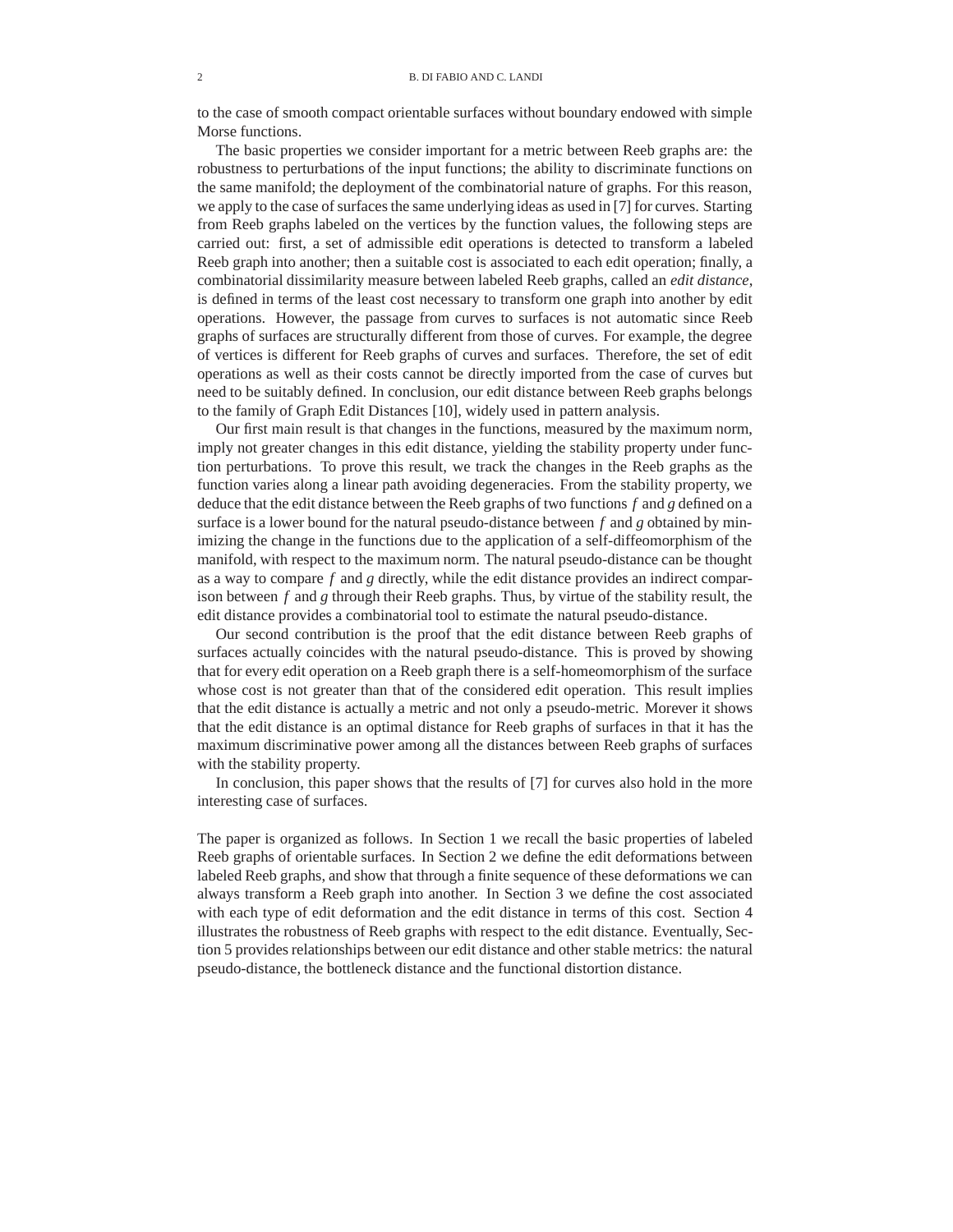to the case of smooth compact orientable surfaces without boundary endowed with simple Morse functions.

The basic properties we consider important for a metric between Reeb graphs are: the robustness to perturbations of the input functions; the ability to discriminate functions on the same manifold; the deployment of the combinatorial nature of graphs. For this reason, we apply to the case of surfaces the same underlying ideas as used in [7] for curves. Starting from Reeb graphs labeled on the vertices by the function values, the following steps are carried out: first, a set of admissible edit operations is detected to transform a labeled Reeb graph into another; then a suitable cost is associated to each edit operation; finally, a combinatorial dissimilarity measure between labeled Reeb graphs, called an *edit distance*, is defined in terms of the least cost necessary to transform one graph into another by edit operations. However, the passage from curves to surfaces is not automatic since Reeb graphs of surfaces are structurally different from those of curves. For example, the degree of vertices is different for Reeb graphs of curves and surfaces. Therefore, the set of edit operations as well as their costs cannot be directly imported from the case of curves but need to be suitably defined. In conclusion, our edit distance between Reeb graphs belongs to the family of Graph Edit Distances [10], widely used in pattern analysis.

Our first main result is that changes in the functions, measured by the maximum norm, imply not greater changes in this edit distance, yielding the stability property under function perturbations. To prove this result, we track the changes in the Reeb graphs as the function varies along a linear path avoiding degeneracies. From the stability property, we deduce that the edit distance between the Reeb graphs of two functions $f$ and $g$ defined on a surface is a lower bound for the natural pseudo-distance between $f$ and $g$ obtained by minimizing the change in the functions due to the application of a self-diffeomorphism of the manifold, with respect to the maximum norm. The natural pseudo-distance can be thought as a way to compare $f$ and $g$ directly, while the edit distance provides an indirect comparison between $f$ and $g$ through their Reeb graphs. Thus, by virtue of the stability result, the edit distance provides a combinatorial tool to estimate the natural pseudo-distance.

Our second contribution is the proof that the edit distance between Reeb graphs of surfaces actually coincides with the natural pseudo-distance. This is proved by showing that for every edit operation on a Reeb graph there is a self-homeomorphism of the surface whose cost is not greater than that of the considered edit operation. This result implies that the edit distance is actually a metric and not only a pseudo-metric. Morever it shows that the edit distance is an optimal distance for Reeb graphs of surfaces in that it has the maximum discriminative power among all the distances between Reeb graphs of surfaces with the stability property.

In conclusion, this paper shows that the results of [7] for curves also hold in the more interesting case of surfaces.

The paper is organized as follows. In Section 1 we recall the basic properties of labeled Reeb graphs of orientable surfaces. In Section 2 we define the edit deformations between labeled Reeb graphs, and show that through a finite sequence of these deformations we can always transform a Reeb graph into another. In Section 3 we define the cost associated with each type of edit deformation and the edit distance in terms of this cost. Section 4 illustrates the robustness of Reeb graphs with respect to the edit distance. Eventually, Section 5 provides relationships between our edit distance and other stable metrics: the natural pseudo-distance, the bottleneck distance and the functional distortion distance.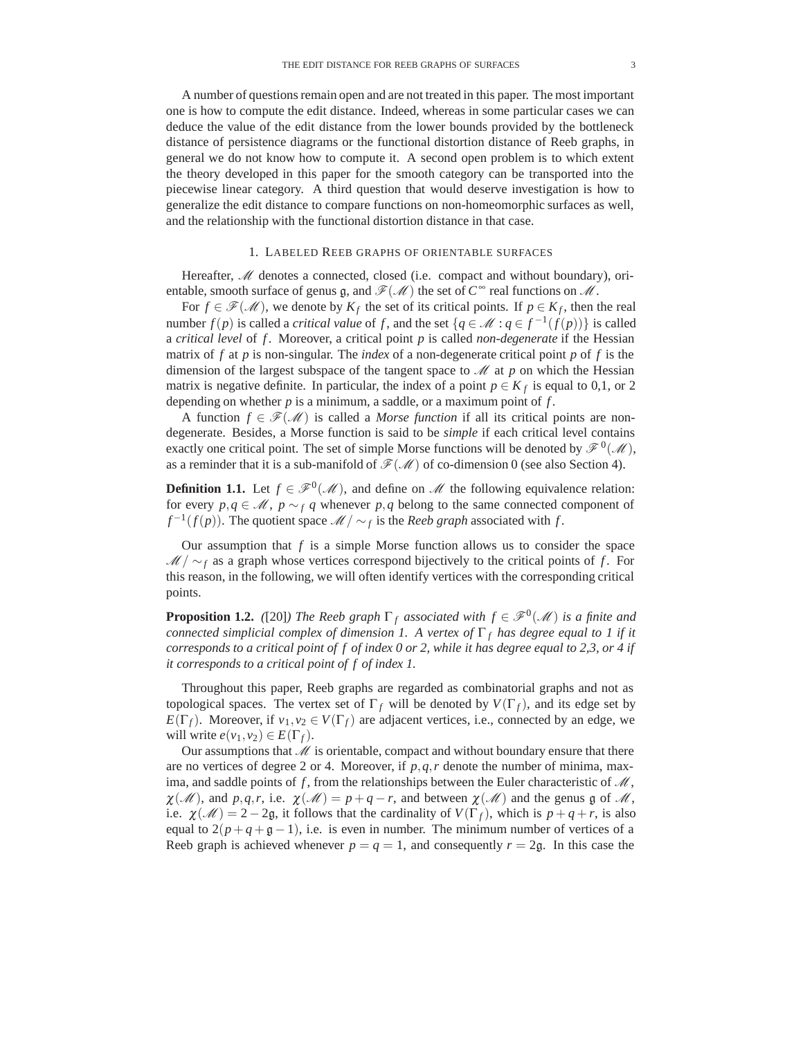A number of questions remain open and are not treated in this paper. The most important one is how to compute the edit distance. Indeed, whereas in some particular cases we can deduce the value of the edit distance from the lower bounds provided by the bottleneck distance of persistence diagrams or the functional distortion distance of Reeb graphs, in general we do not know how to compute it. A second open problem is to which extent the theory developed in this paper for the smooth category can be transported into the piecewise linear category. A third question that would deserve investigation is how to generalize the edit distance to compare functions on non-homeomorphic surfaces as well, and the relationship with the functional distortion distance in that case.

## 1. Labeled Reeb graphs of orientable surfaces

Hereafter, $\mathscr{M}$ denotes a connected, closed (i.e. compact and without boundary), orientable, smooth surface of genus $\mathfrak{g}$, and $\mathscr{F}(\mathscr{M})$ the set of $C^\infty$ real functions on $\mathscr{M}$.

For $f \in \mathscr{F}(\mathscr{M})$, we denote by $K_f$ the set of its critical points. If $p \in K_f$, then the real number $f(p)$ is called a *critical value* of $f$, and the set $\{q \in \mathscr{M} : q \in f^{-1}(f(p))\}$ is called a *critical level* of $f$. Moreover, a critical point $p$ is called *non-degenerate* if the Hessian matrix of $f$ at $p$ is non-singular. The *index* of a non-degenerate critical point $p$ of $f$ is the dimension of the largest subspace of the tangent space to $\mathscr{M}$ at $p$ on which the Hessian matrix is negative definite. In particular, the index of a point $p \in K_f$ is equal to 0,1, or 2 depending on whether $p$ is a minimum, a saddle, or a maximum point of $f$.

A function $f \in \mathscr{F}(\mathscr{M})$ is called a *Morse function* if all its critical points are non-degenerate. Besides, a Morse function is said to be *simple* if each critical level contains exactly one critical point. The set of simple Morse functions will be denoted by $\mathscr{F}^0(\mathscr{M})$, as a reminder that it is a sub-manifold of $\mathscr{F}(\mathscr{M})$ of co-dimension 0 (see also Section 4).

**Definition 1.1.** Let $f \in \mathscr{F}^0(\mathscr{M})$, and define on $\mathscr{M}$ the following equivalence relation: for every $p,q \in \mathscr{M}$, $p \sim_f q$ whenever $p,q$ belong to the same connected component of $f^{-1}(f(p))$. The quotient space $\mathscr{M}/\sim_f$ is the *Reeb graph* associated with $f$.

Our assumption that $f$ is a simple Morse function allows us to consider the space $\mathscr{M}/\sim_f$ as a graph whose vertices correspond bijectively to the critical points of $f$. For this reason, in the following, we will often identify vertices with the corresponding critical points.

**Proposition 1.2.** *([20]) The Reeb graph $\Gamma_f$ associated with $f \in \mathscr{F}^0(\mathscr{M})$ is a finite and connected simplicial complex of dimension 1. A vertex of $\Gamma_f$ has degree equal to 1 if it corresponds to a critical point of $f$ of index 0 or 2, while it has degree equal to 2,3, or 4 if it corresponds to a critical point of $f$ of index 1.*

Throughout this paper, Reeb graphs are regarded as combinatorial graphs and not as topological spaces. The vertex set of $\Gamma_f$ will be denoted by $V(\Gamma_f)$, and its edge set by $E(\Gamma_f)$. Moreover, if $v_1, v_2 \in V(\Gamma_f)$ are adjacent vertices, i.e., connected by an edge, we will write $e(v_1,v_2) \in E(\Gamma_f)$.

Our assumptions that $\mathscr{M}$ is orientable, compact and without boundary ensure that there are no vertices of degree 2 or 4. Moreover, if $p,q,r$ denote the number of minima, maxima, and saddle points of $f$, from the relationships between the Euler characteristic of $\mathscr{M}$, $\chi(\mathscr{M})$, and $p,q,r$, i.e. $\chi(\mathscr{M}) = p+q-r$, and between $\chi(\mathscr{M})$ and the genus $\mathfrak{g}$ of $\mathscr{M}$, i.e. $\chi(\mathscr{M}) = 2-2\mathfrak{g}$, it follows that the cardinality of $V(\Gamma_f)$, which is $p+q+r$, is also equal to $2(p+q+\mathfrak{g}-1)$, i.e. is even in number. The minimum number of vertices of a Reeb graph is achieved whenever $p=q=1$, and consequently $r=2\mathfrak{g}$. In this case the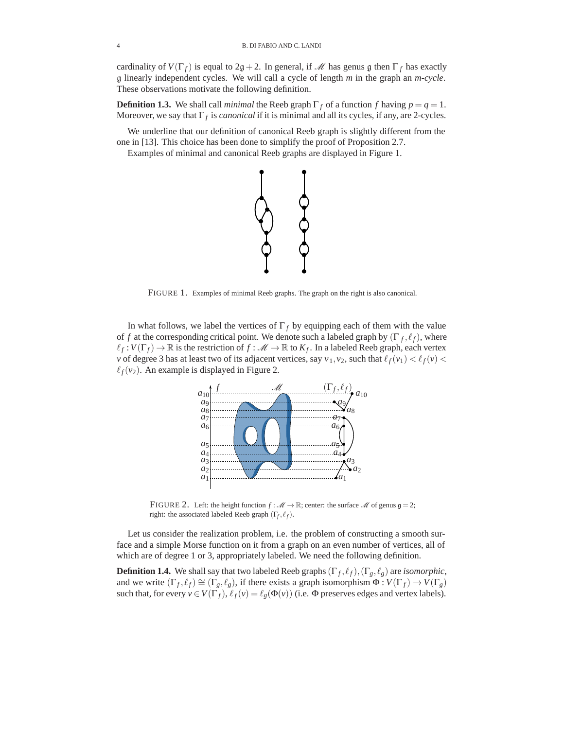cardinality of $V(\Gamma_f)$ is equal to $2\mathfrak{g}+2$. In general, if $\mathscr{M}$ has genus $\mathfrak{g}$ then $\Gamma_f$ has exactly $\mathfrak{g}$ linearly independent cycles. We will call a cycle of length $m$ in the graph an *$m$-cycle*. These observations motivate the following definition.

**Definition 1.3.** We shall call *minimal* the Reeb graph $\Gamma_f$ of a function $f$ having $p = q = 1$. Moreover, we say that $\Gamma_f$ is *canonical* if it is minimal and all its cycles, if any, are 2-cycles.

We underline that our definition of canonical Reeb graph is slightly different from the one in [13]. This choice has been done to simplify the proof of Proposition 2.7.

Examples of minimal and canonical Reeb graphs are displayed in Figure 1.

FIGURE 1. Examples of minimal Reeb graphs. The graph on the right is also canonical.

In what follows, we label the vertices of $\Gamma_f$ by equipping each of them with the value of $f$ at the corresponding critical point. We denote such a labeled graph by $(\Gamma_f, \ell_f)$, where $\ell_f : V(\Gamma_f) \to \mathbb{R}$ is the restriction of $f : \mathscr{M} \to \mathbb{R}$ to $K_f$. In a labeled Reeb graph, each vertex $v$ of degree 3 has at least two of its adjacent vertices, say $v_1, v_2$, such that $\ell_f(v_1) < \ell_f(v) < \ell_f(v_2)$. An example is displayed in Figure 2.

FIGURE 2. Left: the height function $f : \mathscr{M} \to \mathbb{R}$; center: the surface $\mathscr{M}$ of genus $\mathfrak{g} = 2$; right: the associated labeled Reeb graph $(\Gamma_f, \ell_f)$.

Let us consider the realization problem, i.e. the problem of constructing a smooth surface and a simple Morse function on it from a graph on an even number of vertices, all of which are of degree 1 or 3, appropriately labeled. We need the following definition.

**Definition 1.4.** We shall say that two labeled Reeb graphs $(\Gamma_f, \ell_f), (\Gamma_g, \ell_g)$ are *isomorphic*, and we write $(\Gamma_f, \ell_f) \cong (\Gamma_g, \ell_g)$, if there exists a graph isomorphism $\Phi : V(\Gamma_f) \to V(\Gamma_g)$ such that, for every $v \in V(\Gamma_f)$, $\ell_f(v) = \ell_g(\Phi(v))$ (i.e. $\Phi$ preserves edges and vertex labels).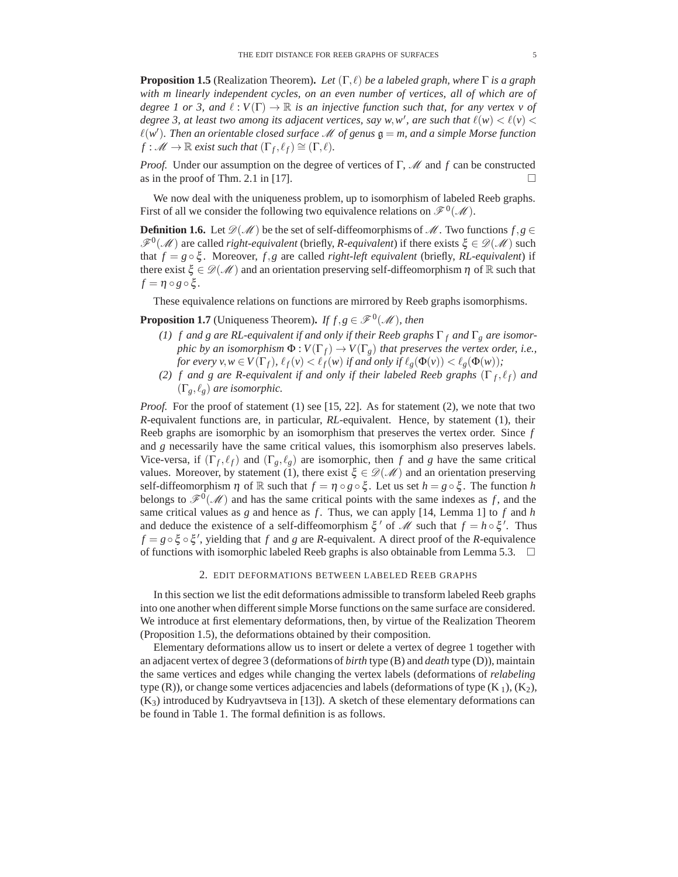**Proposition 1.5** (Realization Theorem)**.** *Let $(\Gamma,\ell)$ be a labeled graph, where $\Gamma$ is a graph with m linearly independent cycles, on an even number of vertices, all of which are of degree 1 or 3, and $\ell : V(\Gamma) \to \mathbb{R}$ is an injective function such that, for any vertex v of degree 3, at least two among its adjacent vertices, say $w, w'$, are such that $\ell(w) < \ell(v) < \ell(w')$. Then an orientable closed surface $\mathscr{M}$ of genus $\mathfrak{g} = m$, and a simple Morse function $f : \mathscr{M} \to \mathbb{R}$ exist such that $(\Gamma_f, \ell_f) \cong (\Gamma,\ell)$.*

*Proof.* Under our assumption on the degree of vertices of $\Gamma$, $\mathscr{M}$ and $f$ can be constructed as in the proof of Thm. 2.1 in [17]. □

We now deal with the uniqueness problem, up to isomorphism of labeled Reeb graphs. First of all we consider the following two equivalence relations on $\mathscr{F}^0(\mathscr{M})$.

**Definition 1.6.** Let $\mathscr{D}(\mathscr{M})$ be the set of self-diffeomorphisms of $\mathscr{M}$. Two functions $f, g \in \mathscr{F}^0(\mathscr{M})$ are called *right-equivalent* (briefly, *R-equivalent*) if there exists $\xi \in \mathscr{D}(\mathscr{M})$ such that $f = g \circ \xi$. Moreover, $f, g$ are called *right-left equivalent* (briefly, *RL-equivalent*) if there exist $\xi \in \mathscr{D}(\mathscr{M})$ and an orientation preserving self-diffeomorphism $\eta$ of $\mathbb{R}$ such that $f = \eta \circ g \circ \xi$.

These equivalence relations on functions are mirrored by Reeb graphs isomorphisms.

**Proposition 1.7** (Uniqueness Theorem)**.** *If $f, g \in \mathscr{F}^0(\mathscr{M})$, then*

*(1) f and g are RL-equivalent if and only if their Reeb graphs $\Gamma_f$ and $\Gamma_g$ are isomorphic by an isomorphism $\Phi : V(\Gamma_f) \to V(\Gamma_g)$ that preserves the vertex order, i.e., for every $v, w \in V(\Gamma_f)$, $\ell_f(v) < \ell_f(w)$ if and only if $\ell_g(\Phi(v)) < \ell_g(\Phi(w))$;*

*(2) f and g are R-equivalent if and only if their labeled Reeb graphs $(\Gamma_f, \ell_f)$ and $(\Gamma_g, \ell_g)$ are isomorphic.*

*Proof.* For the proof of statement (1) see [15, 22]. As for statement (2), we note that two *R*-equivalent functions are, in particular, *RL*-equivalent. Hence, by statement (1), their Reeb graphs are isomorphic by an isomorphism that preserves the vertex order. Since $f$ and $g$ necessarily have the same critical values, this isomorphism also preserves labels. Vice-versa, if $(\Gamma_f, \ell_f)$ and $(\Gamma_g, \ell_g)$ are isomorphic, then $f$ and $g$ have the same critical values. Moreover, by statement (1), there exist $\xi \in \mathscr{D}(\mathscr{M})$ and an orientation preserving self-diffeomorphism $\eta$ of $\mathbb{R}$ such that $f = \eta \circ g \circ \xi$. Let us set $h = g \circ \xi$. The function $h$ belongs to $\mathscr{F}^0(\mathscr{M})$ and has the same critical points with the same indexes as $f$, and the same critical values as $g$ and hence as $f$. Thus, we can apply [14, Lemma 1] to $f$ and $h$ and deduce the existence of a self-diffeomorphism $\xi'$ of $\mathscr{M}$ such that $f = h \circ \xi'$. Thus $f = g \circ \xi \circ \xi'$, yielding that $f$ and $g$ are *R*-equivalent. A direct proof of the *R*-equivalence of functions with isomorphic labeled Reeb graphs is also obtainable from Lemma 5.3. □

## 2. Edit deformations between labeled Reeb graphs

In this section we list the edit deformations admissible to transform labeled Reeb graphs into one another when different simple Morse functions on the same surface are considered. We introduce at first elementary deformations, then, by virtue of the Realization Theorem (Proposition 1.5), the deformations obtained by their composition.

Elementary deformations allow us to insert or delete a vertex of degree 1 together with an adjacent vertex of degree 3 (deformations of *birth* type (B) and *death* type (D)), maintain the same vertices and edges while changing the vertex labels (deformations of *relabeling* type (R)), or change some vertices adjacencies and labels (deformations of type ($K_1$), ($K_2$), ($K_3$) introduced by Kudryavtseva in [13]). A sketch of these elementary deformations can be found in Table 1. The formal definition is as follows.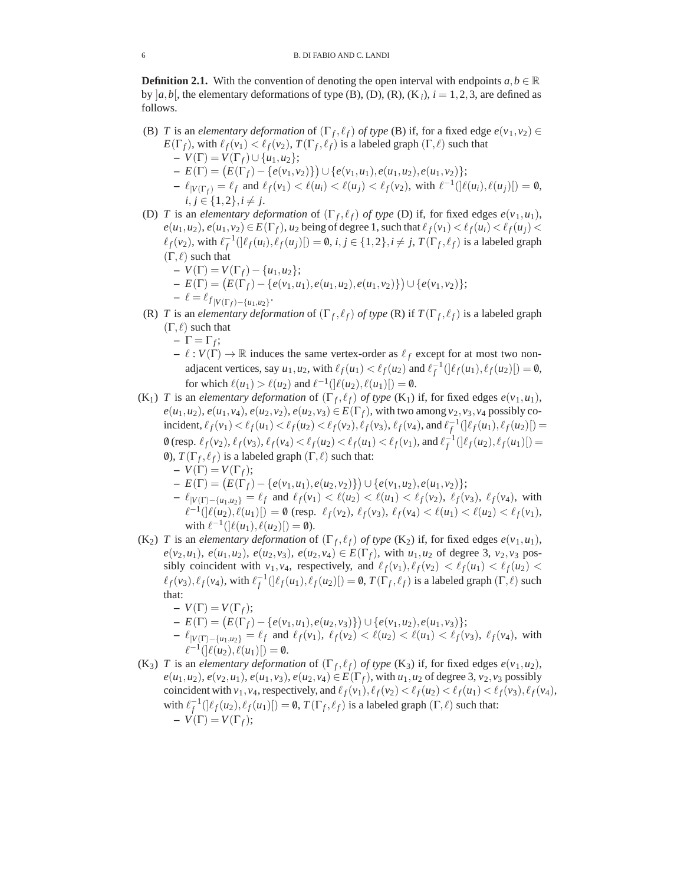**Definition 2.1.** With the convention of denoting the open interval with endpoints $a,b \in \mathbb{R}$ by $]a,b[$, the elementary deformations of type (B), (D), (R), (K$_i$), $i = 1,2,3$, are defined as follows.

- (B) $T$ is an *elementary deformation* of $(\Gamma_f, \ell_f)$ *of type* (B) if, for a fixed edge $e(v_1,v_2) \in E(\Gamma_f)$, with $\ell_f(v_1) < \ell_f(v_2)$, $T(\Gamma_f, \ell_f)$ is a labeled graph $(\Gamma, \ell)$ such that
  - $V(\Gamma) = V(\Gamma_f) \cup \{u_1,u_2\}$;
  - $E(\Gamma) = \big(E(\Gamma_f) - \{e(v_1,v_2)\}\big) \cup \{e(v_1,u_1), e(u_1,u_2), e(u_1,v_2)\}$;
  - $\ell_{|V(\Gamma_f)} = \ell_f$ and $\ell_f(v_1) < \ell(u_i) < \ell(u_j) < \ell_f(v_2)$, with $\ell^{-1}(]\ell(u_i), \ell(u_j)[) = \emptyset$, $i,j \in \{1,2\}, i \neq j$.
- (D) $T$ is an *elementary deformation* of $(\Gamma_f, \ell_f)$ *of type* (D) if, for fixed edges $e(v_1,u_1)$, $e(u_1,u_2)$, $e(u_1,v_2) \in E(\Gamma_f)$, $u_2$ being of degree 1, such that $\ell_f(v_1) < \ell_f(u_i) < \ell_f(u_j) < \ell_f(v_2)$, with $\ell_f^{-1}(]\ell_f(u_i), \ell_f(u_j)[) = \emptyset$, $i,j \in \{1,2\}, i \neq j$, $T(\Gamma_f, \ell_f)$ is a labeled graph $(\Gamma, \ell)$ such that
  - $V(\Gamma) = V(\Gamma_f) - \{u_1,u_2\}$;
  - $E(\Gamma) = \big(E(\Gamma_f) - \{e(v_1,u_1), e(u_1,u_2), e(u_1,v_2)\}\big) \cup \{e(v_1,v_2)\}$;
  - $\ell = \ell_{f|V(\Gamma_f) - \{u_1,u_2\}}$.
- (R) $T$ is an *elementary deformation* of $(\Gamma_f, \ell_f)$ *of type* (R) if $T(\Gamma_f, \ell_f)$ is a labeled graph $(\Gamma, \ell)$ such that
  - $\Gamma = \Gamma_f$;
  - $\ell : V(\Gamma) \to \mathbb{R}$ induces the same vertex-order as $\ell_f$ except for at most two non-adjacent vertices, say $u_1,u_2$, with $\ell_f(u_1) < \ell_f(u_2)$ and $\ell_f^{-1}(]\ell_f(u_1), \ell_f(u_2)[) = \emptyset$, for which $\ell(u_1) > \ell(u_2)$ and $\ell^{-1}(]\ell(u_2), \ell(u_1)[) = \emptyset$.
- (K$_1$) $T$ is an *elementary deformation* of $(\Gamma_f, \ell_f)$ *of type* (K$_1$) if, for fixed edges $e(v_1,u_1)$, $e(u_1,u_2)$, $e(u_1,v_4)$, $e(u_2,v_2)$, $e(u_2,v_3) \in E(\Gamma_f)$, with two among $v_2,v_3,v_4$ possibly coincident, $\ell_f(v_1) < \ell_f(u_1) < \ell_f(u_2) < \ell_f(v_2), \ell_f(v_3), \ell_f(v_4)$, and $\ell_f^{-1}(]\ell_f(u_1), \ell_f(u_2)[) = \emptyset$ (resp. $\ell_f(v_2), \ell_f(v_3), \ell_f(v_4) < \ell_f(u_2) < \ell_f(u_1) < \ell_f(v_1)$, and $\ell_f^{-1}(]\ell_f(u_2), \ell_f(u_1)[) = \emptyset$), $T(\Gamma_f, \ell_f)$ is a labeled graph $(\Gamma, \ell)$ such that:
  - $V(\Gamma) = V(\Gamma_f)$;
  - $E(\Gamma) = \big(E(\Gamma_f) - \{e(v_1,u_1), e(u_2,v_2)\}\big) \cup \{e(v_1,u_2), e(u_1,v_2)\}$;
  - $\ell_{|V(\Gamma) - \{u_1,u_2\}} = \ell_f$ and $\ell_f(v_1) < \ell(u_2) < \ell(u_1) < \ell_f(v_2),\ \ell_f(v_3),\ \ell_f(v_4)$, with $\ell^{-1}(]\ell(u_2), \ell(u_1)[) = \emptyset$ (resp. $\ell_f(v_2),\ \ell_f(v_3),\ \ell_f(v_4) < \ell(u_1) < \ell(u_2) < \ell_f(v_1)$, with $\ell^{-1}(]\ell(u_1), \ell(u_2)[) = \emptyset$).
- (K$_2$) $T$ is an *elementary deformation* of $(\Gamma_f, \ell_f)$ *of type* (K$_2$) if, for fixed edges $e(v_1,u_1)$, $e(v_2,u_1)$, $e(u_1,u_2)$, $e(u_2,v_3)$, $e(u_2,v_4) \in E(\Gamma_f)$, with $u_1,u_2$ of degree 3, $v_2,v_3$ possibly coincident with $v_1,v_4$, respectively, and $\ell_f(v_1), \ell_f(v_2) < \ell_f(u_1) < \ell_f(u_2) < \ell_f(v_3), \ell_f(v_4)$, with $\ell_f^{-1}(]\ell_f(u_1), \ell_f(u_2)[) = \emptyset$, $T(\Gamma_f, \ell_f)$ is a labeled graph $(\Gamma, \ell)$ such that:
  - $V(\Gamma) = V(\Gamma_f)$;
  - $E(\Gamma) = \big(E(\Gamma_f) - \{e(v_1,u_1), e(u_2,v_3)\}\big) \cup \{e(v_1,u_2), e(u_1,v_3)\}$;
  - $\ell_{|V(\Gamma) - \{u_1,u_2\}} = \ell_f$ and $\ell_f(v_1),\ \ell_f(v_2) < \ell(u_2) < \ell(u_1) < \ell_f(v_3),\ \ell_f(v_4)$, with $\ell^{-1}(]\ell(u_2), \ell(u_1)[) = \emptyset$.
- (K$_3$) $T$ is an *elementary deformation* of $(\Gamma_f, \ell_f)$ *of type* (K$_3$) if, for fixed edges $e(v_1,u_2)$, $e(u_1,u_2)$, $e(v_2,u_1)$, $e(u_1,v_3)$, $e(u_2,v_4) \in E(\Gamma_f)$, with $u_1,u_2$ of degree 3, $v_2,v_3$ possibly coincident with $v_1,v_4$, respectively, and $\ell_f(v_1), \ell_f(v_2) < \ell_f(u_2) < \ell_f(u_1) < \ell_f(v_3), \ell_f(v_4)$, with $\ell_f^{-1}(]\ell_f(u_2), \ell_f(u_1)[) = \emptyset$, $T(\Gamma_f, \ell_f)$ is a labeled graph $(\Gamma, \ell)$ such that:
  - $V(\Gamma) = V(\Gamma_f)$;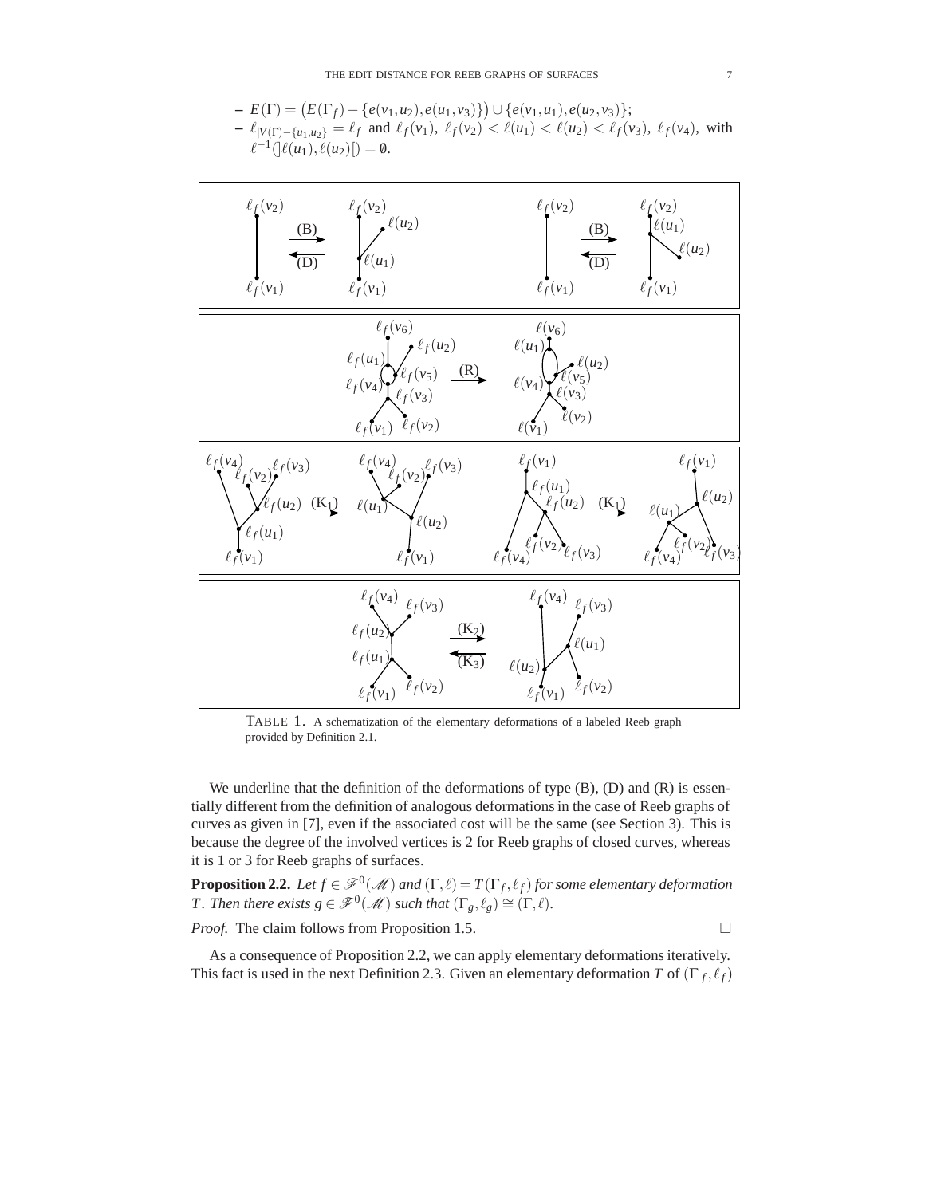– $E(\Gamma) = \big(E(\Gamma_f) - \{e(v_1,u_2), e(u_1,v_3)\}\big) \cup \{e(v_1,u_1), e(u_2,v_3)\}$;
– $\ell_{|V(\Gamma)-\{u_1,u_2\}} = \ell_f$ and $\ell_f(v_1),\ \ell_f(v_2) < \ell(u_1) < \ell(u_2) < \ell_f(v_3),\ \ell_f(v_4)$, with $\ell^{-1}(]\ell(u_1),\ell(u_2)[) = \emptyset$.

TABLE 1. A schematization of the elementary deformations of a labeled Reeb graph provided by Definition 2.1.

We underline that the definition of the deformations of type (B), (D) and (R) is essentially different from the definition of analogous deformations in the case of Reeb graphs of curves as given in [7], even if the associated cost will be the same (see Section 3). This is because the degree of the involved vertices is 2 for Reeb graphs of closed curves, whereas it is 1 or 3 for Reeb graphs of surfaces.

**Proposition 2.2.** *Let $f \in \mathscr{F}^0(\mathscr{M})$ and $(\Gamma,\ell) = T(\Gamma_f,\ell_f)$ for some elementary deformation $T$. Then there exists $g \in \mathscr{F}^0(\mathscr{M})$ such that $(\Gamma_g,\ell_g) \cong (\Gamma,\ell)$.*

*Proof.* The claim follows from Proposition 1.5. □

As a consequence of Proposition 2.2, we can apply elementary deformations iteratively. This fact is used in the next Definition 2.3. Given an elementary deformation $T$ of $(\Gamma_f,\ell_f)$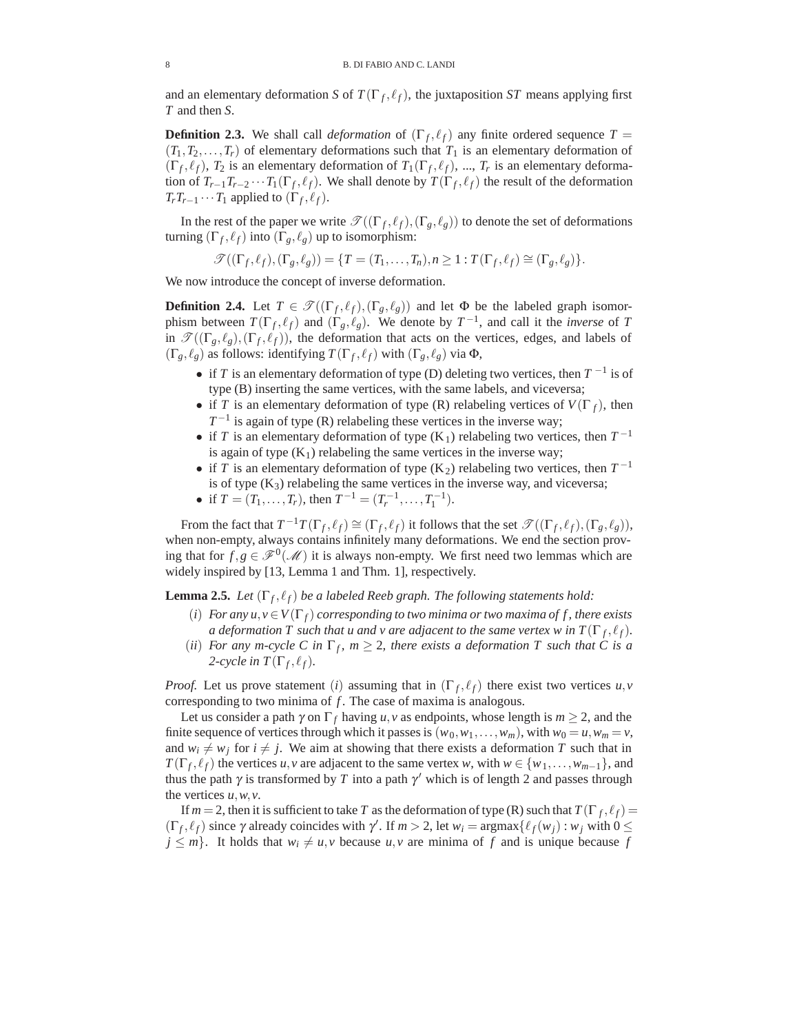and an elementary deformation $S$ of $T(\Gamma_f, \ell_f)$, the juxtaposition $ST$ means applying first $T$ and then $S$.

**Definition 2.3.** We shall call *deformation* of $(\Gamma_f, \ell_f)$ any finite ordered sequence $T = (T_1, T_2, \ldots, T_r)$ of elementary deformations such that $T_1$ is an elementary deformation of $(\Gamma_f, \ell_f)$, $T_2$ is an elementary deformation of $T_1(\Gamma_f, \ell_f)$, ..., $T_r$ is an elementary deformation of $T_{r-1}T_{r-2}\cdots T_1(\Gamma_f, \ell_f)$. We shall denote by $T(\Gamma_f, \ell_f)$ the result of the deformation $T_r T_{r-1}\cdots T_1$ applied to $(\Gamma_f, \ell_f)$.

In the rest of the paper we write $\mathscr{T}((\Gamma_f, \ell_f), (\Gamma_g, \ell_g))$ to denote the set of deformations turning $(\Gamma_f, \ell_f)$ into $(\Gamma_g, \ell_g)$ up to isomorphism:

$$\mathscr{T}((\Gamma_f, \ell_f), (\Gamma_g, \ell_g)) = \{T = (T_1, \ldots, T_n), n \geq 1 : T(\Gamma_f, \ell_f) \cong (\Gamma_g, \ell_g)\}.$$

We now introduce the concept of inverse deformation.

**Definition 2.4.** Let $T \in \mathscr{T}((\Gamma_f, \ell_f), (\Gamma_g, \ell_g))$ and let $\Phi$ be the labeled graph isomorphism between $T(\Gamma_f, \ell_f)$ and $(\Gamma_g, \ell_g)$. We denote by $T^{-1}$, and call it the *inverse* of $T$ in $\mathscr{T}((\Gamma_g, \ell_g), (\Gamma_f, \ell_f))$, the deformation that acts on the vertices, edges, and labels of $(\Gamma_g, \ell_g)$ as follows: identifying $T(\Gamma_f, \ell_f)$ with $(\Gamma_g, \ell_g)$ via $\Phi$,

- if $T$ is an elementary deformation of type (D) deleting two vertices, then $T^{-1}$ is of type (B) inserting the same vertices, with the same labels, and viceversa;
- if $T$ is an elementary deformation of type (R) relabeling vertices of $V(\Gamma_f)$, then $T^{-1}$ is again of type (R) relabeling these vertices in the inverse way;
- if $T$ is an elementary deformation of type ($K_1$) relabeling two vertices, then $T^{-1}$ is again of type ($K_1$) relabeling the same vertices in the inverse way;
- if $T$ is an elementary deformation of type ($K_2$) relabeling two vertices, then $T^{-1}$ is of type ($K_3$) relabeling the same vertices in the inverse way, and viceversa;
- if $T = (T_1, \ldots, T_r)$, then $T^{-1} = (T_r^{-1}, \ldots, T_1^{-1})$.

From the fact that $T^{-1}T(\Gamma_f, \ell_f) \cong (\Gamma_f, \ell_f)$ it follows that the set $\mathscr{T}((\Gamma_f, \ell_f), (\Gamma_g, \ell_g))$, when non-empty, always contains infinitely many deformations. We end the section proving that for $f, g \in \mathscr{F}^0(\mathscr{M})$ it is always non-empty. We first need two lemmas which are widely inspired by [13, Lemma 1 and Thm. 1], respectively.

**Lemma 2.5.** *Let $(\Gamma_f, \ell_f)$ be a labeled Reeb graph. The following statements hold:*

($i$) *For any $u, v \in V(\Gamma_f)$ corresponding to two minima or two maxima of $f$, there exists a deformation $T$ such that $u$ and $v$ are adjacent to the same vertex $w$ in $T(\Gamma_f, \ell_f)$.*

($ii$) *For any $m$-cycle $C$ in $\Gamma_f$, $m \geq 2$, there exists a deformation $T$ such that $C$ is a 2-cycle in $T(\Gamma_f, \ell_f)$.*

*Proof.* Let us prove statement ($i$) assuming that in $(\Gamma_f, \ell_f)$ there exist two vertices $u, v$ corresponding to two minima of $f$. The case of maxima is analogous.

Let us consider a path $\gamma$ on $\Gamma_f$ having $u, v$ as endpoints, whose length is $m \geq 2$, and the finite sequence of vertices through which it passes is $(w_0, w_1, \ldots, w_m)$, with $w_0 = u, w_m = v$, and $w_i \neq w_j$ for $i \neq j$. We aim at showing that there exists a deformation $T$ such that in $T(\Gamma_f, \ell_f)$ the vertices $u, v$ are adjacent to the same vertex $w$, with $w \in \{w_1, \ldots, w_{m-1}\}$, and thus the path $\gamma$ is transformed by $T$ into a path $\gamma'$ which is of length 2 and passes through the vertices $u, w, v$.

If $m = 2$, then it is sufficient to take $T$ as the deformation of type (R) such that $T(\Gamma_f, \ell_f) = (\Gamma_f, \ell_f)$ since $\gamma$ already coincides with $\gamma'$. If $m > 2$, let $w_i = \operatorname{argmax}\{\ell_f(w_j) : w_j \text{ with } 0 \leq j \leq m\}$. It holds that $w_i \neq u, v$ because $u, v$ are minima of $f$ and is unique because $f$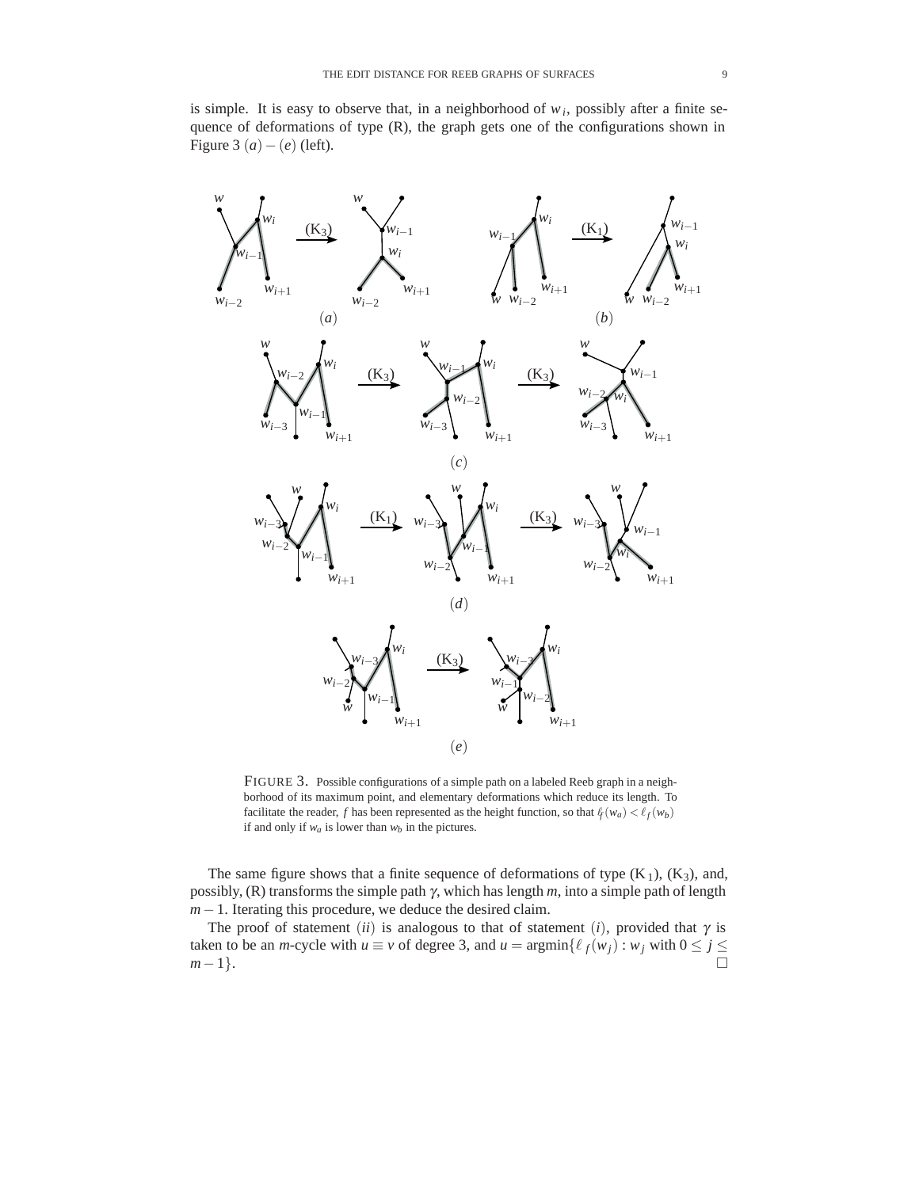is simple. It is easy to observe that, in a neighborhood of $w_i$, possibly after a finite sequence of deformations of type (R), the graph gets one of the configurations shown in Figure 3 $(a)-(e)$ (left).

FIGURE 3. Possible configurations of a simple path on a labeled Reeb graph in a neighborhood of its maximum point, and elementary deformations which reduce its length. To facilitate the reader, $f$ has been represented as the height function, so that $\ell_f(w_a) < \ell_f(w_b)$ if and only if $w_a$ is lower than $w_b$ in the pictures.

The same figure shows that a finite sequence of deformations of type ($K_1$), ($K_3$), and, possibly, (R) transforms the simple path $\gamma$, which has length $m$, into a simple path of length $m-1$. Iterating this procedure, we deduce the desired claim.

The proof of statement $(ii)$ is analogous to that of statement $(i)$, provided that $\gamma$ is taken to be an $m$-cycle with $u \equiv v$ of degree 3, and $u = \operatorname{argmin}\{\ell_f(w_j) : w_j \text{ with } 0 \le j \le m-1\}$. □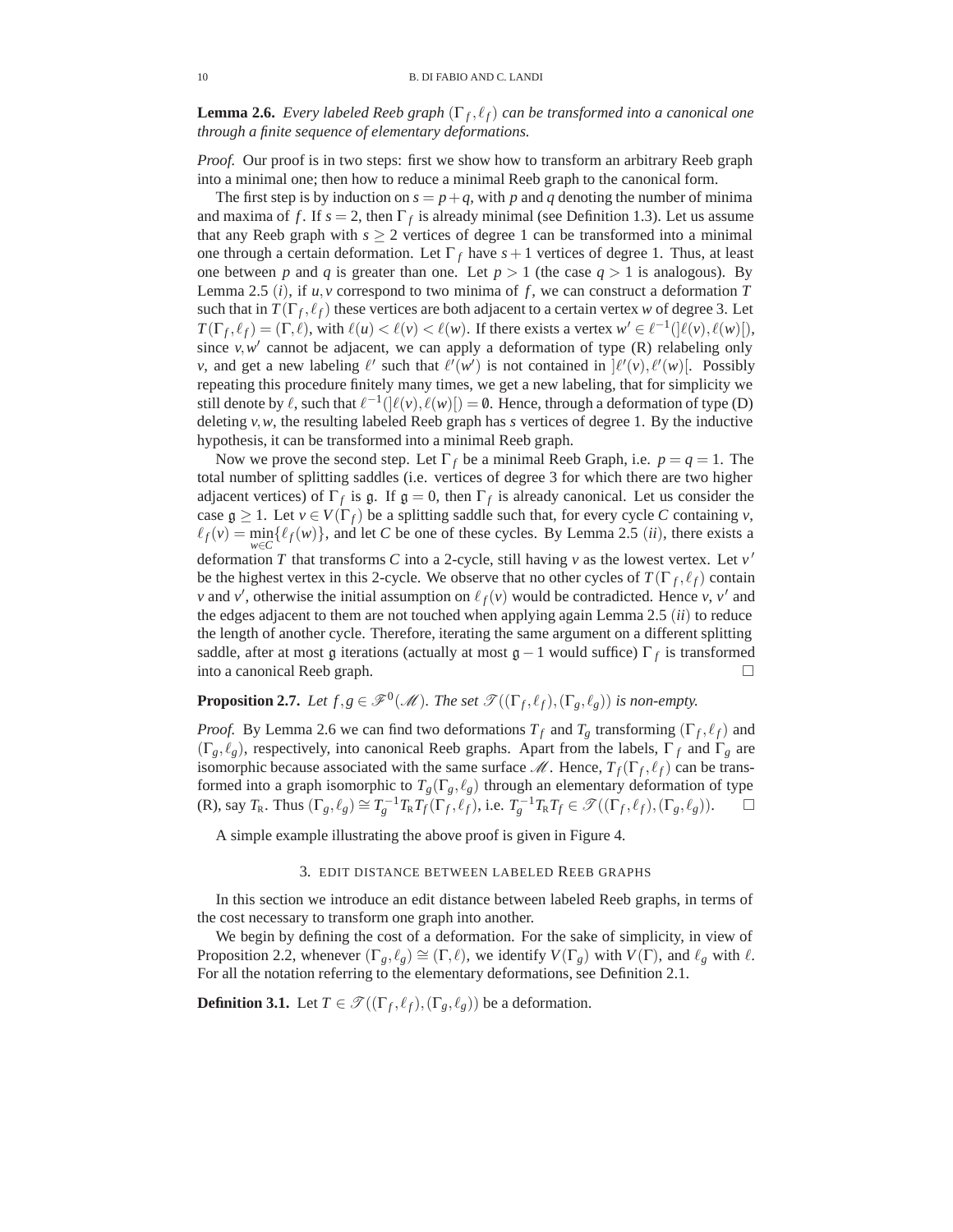**Lemma 2.6.** *Every labeled Reeb graph $(\Gamma_f, \ell_f)$ can be transformed into a canonical one through a finite sequence of elementary deformations.*

*Proof.* Our proof is in two steps: first we show how to transform an arbitrary Reeb graph into a minimal one; then how to reduce a minimal Reeb graph to the canonical form.

The first step is by induction on $s = p+q$, with $p$ and $q$ denoting the number of minima and maxima of $f$. If $s = 2$, then $\Gamma_f$ is already minimal (see Definition 1.3). Let us assume that any Reeb graph with $s \geq 2$ vertices of degree 1 can be transformed into a minimal one through a certain deformation. Let $\Gamma_f$ have $s+1$ vertices of degree 1. Thus, at least one between $p$ and $q$ is greater than one. Let $p > 1$ (the case $q > 1$ is analogous). By Lemma 2.5 $(i)$, if $u, v$ correspond to two minima of $f$, we can construct a deformation $T$ such that in $T(\Gamma_f, \ell_f)$ these vertices are both adjacent to a certain vertex $w$ of degree 3. Let $T(\Gamma_f, \ell_f) = (\Gamma, \ell)$, with $\ell(u) < \ell(v) < \ell(w)$. If there exists a vertex $w' \in \ell^{-1}(]\ell(v), \ell(w)[)$, since $v, w'$ cannot be adjacent, we can apply a deformation of type (R) relabeling only $v$, and get a new labeling $\ell'$ such that $\ell'(w')$ is not contained in $]\ell'(v), \ell'(w)[$. Possibly repeating this procedure finitely many times, we get a new labeling, that for simplicity we still denote by $\ell$, such that $\ell^{-1}(]\ell(v), \ell(w)[) = \emptyset$. Hence, through a deformation of type (D) deleting $v, w$, the resulting labeled Reeb graph has $s$ vertices of degree 1. By the inductive hypothesis, it can be transformed into a minimal Reeb graph.

Now we prove the second step. Let $\Gamma_f$ be a minimal Reeb Graph, i.e. $p = q = 1$. The total number of splitting saddles (i.e. vertices of degree 3 for which there are two higher adjacent vertices) of $\Gamma_f$ is $\mathfrak{g}$. If $\mathfrak{g} = 0$, then $\Gamma_f$ is already canonical. Let us consider the case $\mathfrak{g} \geq 1$. Let $v \in V(\Gamma_f)$ be a splitting saddle such that, for every cycle $C$ containing $v$, $\ell_f(v) = \min_{w \in C}\{\ell_f(w)\}$, and let $C$ be one of these cycles. By Lemma 2.5 $(ii)$, there exists a deformation $T$ that transforms $C$ into a 2-cycle, still having $v$ as the lowest vertex. Let $v'$ be the highest vertex in this 2-cycle. We observe that no other cycles of $T(\Gamma_f, \ell_f)$ contain $v$ and $v'$, otherwise the initial assumption on $\ell_f(v)$ would be contradicted. Hence $v$, $v'$ and the edges adjacent to them are not touched when applying again Lemma 2.5 $(ii)$ to reduce the length of another cycle. Therefore, iterating the same argument on a different splitting saddle, after at most $\mathfrak{g}$ iterations (actually at most $\mathfrak{g}-1$ would suffice) $\Gamma_f$ is transformed into a canonical Reeb graph. □

**Proposition 2.7.** *Let $f, g \in \mathscr{F}^0(\mathscr{M})$. The set $\mathscr{T}((\Gamma_f, \ell_f), (\Gamma_g, \ell_g))$ is non-empty.*

*Proof.* By Lemma 2.6 we can find two deformations $T_f$ and $T_g$ transforming $(\Gamma_f, \ell_f)$ and $(\Gamma_g, \ell_g)$, respectively, into canonical Reeb graphs. Apart from the labels, $\Gamma_f$ and $\Gamma_g$ are isomorphic because associated with the same surface $\mathscr{M}$. Hence, $T_f(\Gamma_f, \ell_f)$ can be transformed into a graph isomorphic to $T_g(\Gamma_g, \ell_g)$ through an elementary deformation of type (R), say $T_{\mathrm{R}}$. Thus $(\Gamma_g, \ell_g) \cong T_g^{-1} T_{\mathrm{R}} T_f(\Gamma_f, \ell_f)$, i.e. $T_g^{-1} T_{\mathrm{R}} T_f \in \mathscr{T}((\Gamma_f, \ell_f), (\Gamma_g, \ell_g))$. □

A simple example illustrating the above proof is given in Figure 4.

## 3. EDIT DISTANCE BETWEEN LABELED REEB GRAPHS

In this section we introduce an edit distance between labeled Reeb graphs, in terms of the cost necessary to transform one graph into another.

We begin by defining the cost of a deformation. For the sake of simplicity, in view of Proposition 2.2, whenever $(\Gamma_g, \ell_g) \cong (\Gamma, \ell)$, we identify $V(\Gamma_g)$ with $V(\Gamma)$, and $\ell_g$ with $\ell$. For all the notation referring to the elementary deformations, see Definition 2.1.

**Definition 3.1.** Let $T \in \mathscr{T}((\Gamma_f, \ell_f), (\Gamma_g, \ell_g))$ be a deformation.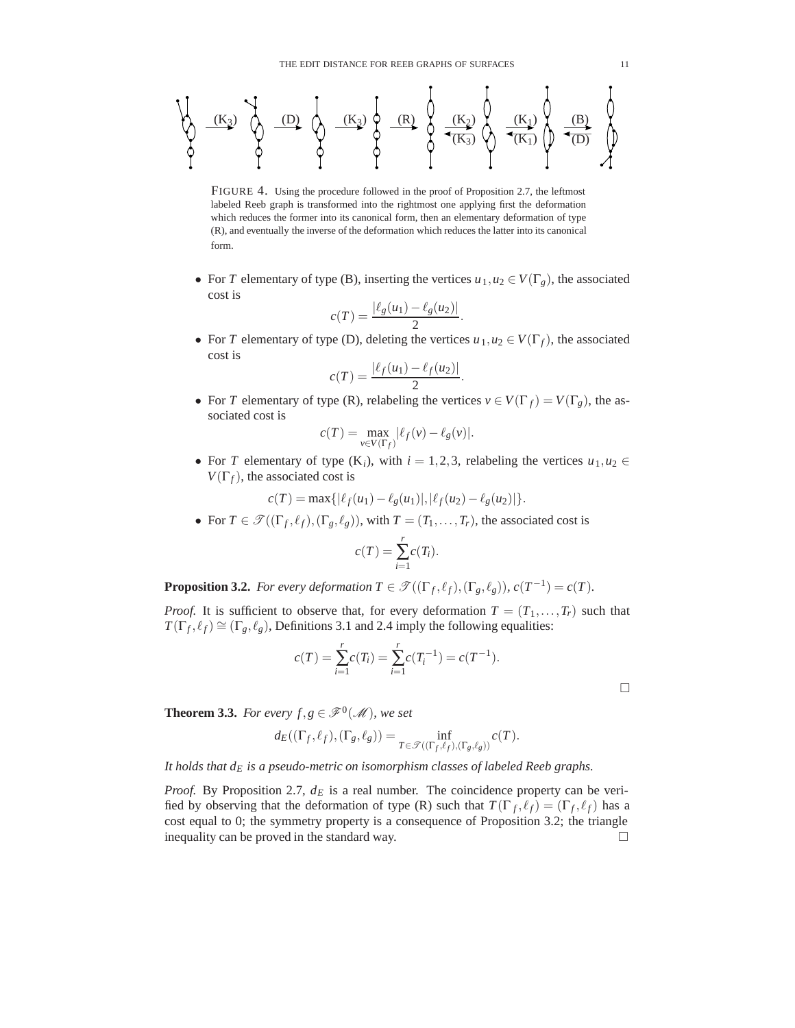FIGURE 4. Using the procedure followed in the proof of Proposition 2.7, the leftmost labeled Reeb graph is transformed into the rightmost one applying first the deformation which reduces the former into its canonical form, then an elementary deformation of type (R), and eventually the inverse of the deformation which reduces the latter into its canonical form.

- For $T$ elementary of type (B), inserting the vertices $u_1, u_2 \in V(\Gamma_g)$, the associated cost is
$$c(T) = \frac{|\ell_g(u_1) - \ell_g(u_2)|}{2}.$$
- For $T$ elementary of type (D), deleting the vertices $u_1, u_2 \in V(\Gamma_f)$, the associated cost is
$$c(T) = \frac{|\ell_f(u_1) - \ell_f(u_2)|}{2}.$$
- For $T$ elementary of type (R), relabeling the vertices $v \in V(\Gamma_f) = V(\Gamma_g)$, the associated cost is
$$c(T) = \max_{v \in V(\Gamma_f)} |\ell_f(v) - \ell_g(v)|.$$
- For $T$ elementary of type (K$_i$), with $i = 1,2,3$, relabeling the vertices $u_1, u_2 \in V(\Gamma_f)$, the associated cost is
$$c(T) = \max\{|\ell_f(u_1) - \ell_g(u_1)|, |\ell_f(u_2) - \ell_g(u_2)|\}.$$
- For $T \in \mathscr{T}((\Gamma_f, \ell_f), (\Gamma_g, \ell_g))$, with $T = (T_1, \ldots, T_r)$, the associated cost is
$$c(T) = \sum_{i=1}^{r} c(T_i).$$

**Proposition 3.2.** *For every deformation $T \in \mathscr{T}((\Gamma_f, \ell_f), (\Gamma_g, \ell_g))$, $c(T^{-1}) = c(T)$.*

*Proof.* It is sufficient to observe that, for every deformation $T = (T_1, \ldots, T_r)$ such that $T(\Gamma_f, \ell_f) \cong (\Gamma_g, \ell_g)$, Definitions 3.1 and 2.4 imply the following equalities:
$$c(T) = \sum_{i=1}^{r} c(T_i) = \sum_{i=1}^{r} c(T_i^{-1}) = c(T^{-1}).$$
□

**Theorem 3.3.** *For every $f, g \in \mathscr{F}^0(\mathscr{M})$, we set*
$$d_E((\Gamma_f, \ell_f), (\Gamma_g, \ell_g)) = \inf_{T \in \mathscr{T}((\Gamma_f, \ell_f), (\Gamma_g, \ell_g))} c(T).$$
*It holds that $d_E$ is a pseudo-metric on isomorphism classes of labeled Reeb graphs.*

*Proof.* By Proposition 2.7, $d_E$ is a real number. The coincidence property can be verified by observing that the deformation of type (R) such that $T(\Gamma_f, \ell_f) = (\Gamma_f, \ell_f)$ has a cost equal to 0; the symmetry property is a consequence of Proposition 3.2; the triangle inequality can be proved in the standard way. □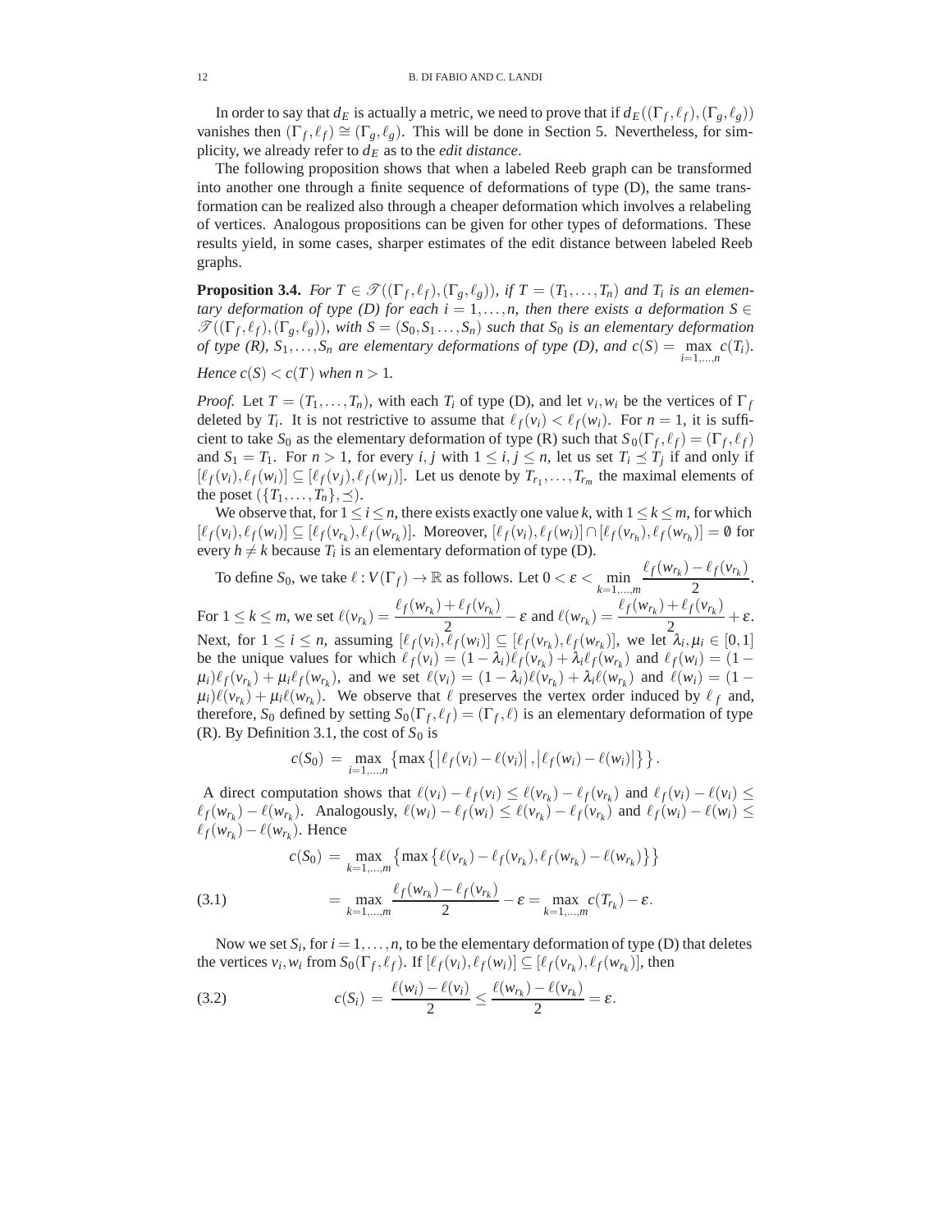In order to say that $d_E$ is actually a metric, we need to prove that if $d_E((\Gamma_f,\ell_f),(\Gamma_g,\ell_g))$ vanishes then $(\Gamma_f,\ell_f)\cong(\Gamma_g,\ell_g)$. This will be done in Section 5. Nevertheless, for simplicity, we already refer to $d_E$ as to the *edit distance*.

The following proposition shows that when a labeled Reeb graph can be transformed into another one through a finite sequence of deformations of type (D), the same transformation can be realized also through a cheaper deformation which involves a relabeling of vertices. Analogous propositions can be given for other types of deformations. These results yield, in some cases, sharper estimates of the edit distance between labeled Reeb graphs.

**Proposition 3.4.** *For $T\in\mathscr{T}((\Gamma_f,\ell_f),(\Gamma_g,\ell_g))$, if $T=(T_1,\ldots,T_n)$ and $T_i$ is an elementary deformation of type (D) for each $i=1,\ldots,n$, then there exists a deformation $S\in\mathscr{T}((\Gamma_f,\ell_f),(\Gamma_g,\ell_g))$, with $S=(S_0,S_1\ldots,S_n)$ such that $S_0$ is an elementary deformation of type (R), $S_1,\ldots,S_n$ are elementary deformations of type (D), and $c(S)=\max_{i=1,\ldots,n} c(T_i)$. Hence $c(S)<c(T)$ when $n>1$.*

*Proof.* Let $T=(T_1,\ldots,T_n)$, with each $T_i$ of type (D), and let $v_i,w_i$ be the vertices of $\Gamma_f$ deleted by $T_i$. It is not restrictive to assume that $\ell_f(v_i)<\ell_f(w_i)$. For $n=1$, it is sufficient to take $S_0$ as the elementary deformation of type (R) such that $S_0(\Gamma_f,\ell_f)=(\Gamma_f,\ell_f)$ and $S_1=T_1$. For $n>1$, for every $i,j$ with $1\le i,j\le n$, let us set $T_i\preceq T_j$ if and only if $[\ell_f(v_i),\ell_f(w_i)]\subseteq[\ell_f(v_j),\ell_f(w_j)]$. Let us denote by $T_{r_1},\ldots,T_{r_m}$ the maximal elements of the poset $(\{T_1,\ldots,T_n\},\preceq)$.

We observe that, for $1\le i\le n$, there exists exactly one value $k$, with $1\le k\le m$, for which $[\ell_f(v_i),\ell_f(w_i)]\subseteq[\ell_f(v_{r_k}),\ell_f(w_{r_k})]$. Moreover, $[\ell_f(v_i),\ell_f(w_i)]\cap[\ell_f(v_{r_h}),\ell_f(w_{r_h})]=\emptyset$ for every $h\neq k$ because $T_i$ is an elementary deformation of type (D).

To define $S_0$, we take $\ell:V(\Gamma_f)\to\mathbb{R}$ as follows. Let $0<\varepsilon<\min_{k=1,\ldots,m}\dfrac{\ell_f(w_{r_k})-\ell_f(v_{r_k})}{2}$. For $1\le k\le m$, we set $\ell(v_{r_k})=\dfrac{\ell_f(w_{r_k})+\ell_f(v_{r_k})}{2}-\varepsilon$ and $\ell(w_{r_k})=\dfrac{\ell_f(w_{r_k})+\ell_f(v_{r_k})}{2}+\varepsilon$. Next, for $1\le i\le n$, assuming $[\ell_f(v_i),\ell_f(w_i)]\subseteq[\ell_f(v_{r_k}),\ell_f(w_{r_k})]$, we let $\lambda_i,\mu_i\in[0,1]$ be the unique values for which $\ell_f(v_i)=(1-\lambda_i)\ell_f(v_{r_k})+\lambda_i\ell_f(w_{r_k})$ and $\ell_f(w_i)=(1-\mu_i)\ell_f(v_{r_k})+\mu_i\ell_f(w_{r_k})$, and we set $\ell(v_i)=(1-\lambda_i)\ell(v_{r_k})+\lambda_i\ell(w_{r_k})$ and $\ell(w_i)=(1-\mu_i)\ell(v_{r_k})+\mu_i\ell(w_{r_k})$. We observe that $\ell$ preserves the vertex order induced by $\ell_f$ and, therefore, $S_0$ defined by setting $S_0(\Gamma_f,\ell_f)=(\Gamma_f,\ell)$ is an elementary deformation of type (R). By Definition 3.1, the cost of $S_0$ is

$$c(S_0)=\max_{i=1,\ldots,n}\left\{\max\left\{\left|\ell_f(v_i)-\ell(v_i)\right|,\left|\ell_f(w_i)-\ell(w_i)\right|\right\}\right\}.$$

A direct computation shows that $\ell(v_i)-\ell_f(v_i)\le\ell(v_{r_k})-\ell_f(v_{r_k})$ and $\ell_f(v_i)-\ell(v_i)\le\ell_f(w_{r_k})-\ell(w_{r_k})$. Analogously, $\ell(w_i)-\ell_f(w_i)\le\ell(v_{r_k})-\ell_f(v_{r_k})$ and $\ell_f(w_i)-\ell(w_i)\le\ell_f(w_{r_k})-\ell(w_{r_k})$. Hence

$$\begin{aligned}c(S_0)&=\max_{k=1,\ldots,m}\left\{\max\left\{\ell(v_{r_k})-\ell_f(v_{r_k}),\ell_f(w_{r_k})-\ell(w_{r_k})\right\}\right\}\\ &=\max_{k=1,\ldots,m}\frac{\ell_f(w_{r_k})-\ell_f(v_{r_k})}{2}-\varepsilon=\max_{k=1,\ldots,m}c(T_{r_k})-\varepsilon.\end{aligned}\tag{3.1}$$

Now we set $S_i$, for $i=1,\ldots,n$, to be the elementary deformation of type (D) that deletes the vertices $v_i,w_i$ from $S_0(\Gamma_f,\ell_f)$. If $[\ell_f(v_i),\ell_f(w_i)]\subseteq[\ell_f(v_{r_k}),\ell_f(w_{r_k})]$, then

$$c(S_i)=\frac{\ell(w_i)-\ell(v_i)}{2}\le\frac{\ell(w_{r_k})-\ell(v_{r_k})}{2}=\varepsilon.\tag{3.2}$$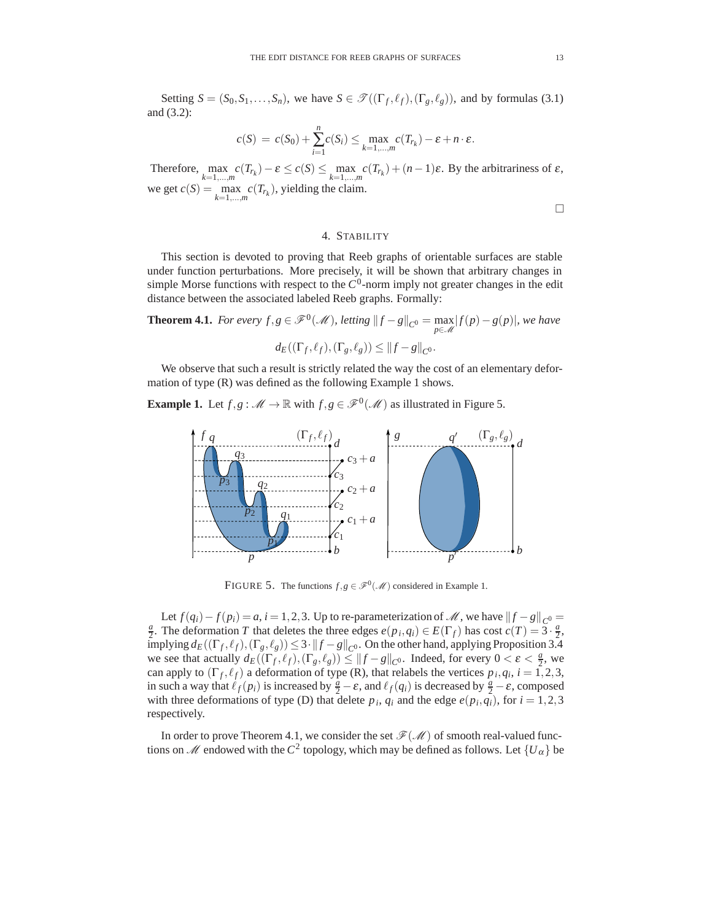Setting $S = (S_0, S_1, \ldots, S_n)$, we have $S \in \mathscr{T}((\Gamma_f, \ell_f), (\Gamma_g, \ell_g))$, and by formulas (3.1) and (3.2):

$$c(S) = c(S_0) + \sum_{i=1}^{n} c(S_i) \leq \max_{k=1,\ldots,m} c(T_{r_k}) - \varepsilon + n \cdot \varepsilon.$$

Therefore, $\max_{k=1,\ldots,m} c(T_{r_k}) - \varepsilon \leq c(S) \leq \max_{k=1,\ldots,m} c(T_{r_k}) + (n-1)\varepsilon$. By the arbitrariness of $\varepsilon$, we get $c(S) = \max_{k=1,\ldots,m} c(T_{r_k})$, yielding the claim.

□

## 4. Stability

This section is devoted to proving that Reeb graphs of orientable surfaces are stable under function perturbations. More precisely, it will be shown that arbitrary changes in simple Morse functions with respect to the $C^0$-norm imply not greater changes in the edit distance between the associated labeled Reeb graphs. Formally:

**Theorem 4.1.** *For every $f, g \in \mathscr{F}^0(\mathscr{M})$, letting $\|f - g\|_{C^0} = \max_{p \in \mathscr{M}} |f(p) - g(p)|$, we have*

$$d_E((\Gamma_f, \ell_f), (\Gamma_g, \ell_g)) \leq \|f - g\|_{C^0}.$$

We observe that such a result is strictly related the way the cost of an elementary deformation of type (R) was defined as the following Example 1 shows.

**Example 1.** Let $f, g : \mathscr{M} \to \mathbb{R}$ with $f, g \in \mathscr{F}^0(\mathscr{M})$ as illustrated in Figure 5.

FIGURE 5. The functions $f, g \in \mathscr{F}^0(\mathscr{M})$ considered in Example 1.

Let $f(q_i) - f(p_i) = a$, $i = 1, 2, 3$. Up to re-parameterization of $\mathscr{M}$, we have $\|f - g\|_{C^0} = \frac{a}{2}$. The deformation $T$ that deletes the three edges $e(p_i, q_i) \in E(\Gamma_f)$ has cost $c(T) = 3 \cdot \frac{a}{2}$, implying $d_E((\Gamma_f, \ell_f), (\Gamma_g, \ell_g)) \leq 3 \cdot \|f - g\|_{C^0}$. On the other hand, applying Proposition 3.4 we see that actually $d_E((\Gamma_f, \ell_f), (\Gamma_g, \ell_g)) \leq \|f - g\|_{C^0}$. Indeed, for every $0 < \varepsilon < \frac{a}{2}$, we can apply to $(\Gamma_f, \ell_f)$ a deformation of type (R), that relabels the vertices $p_i, q_i$, $i = 1, 2, 3$, in such a way that $\ell_f(p_i)$ is increased by $\frac{a}{2} - \varepsilon$, and $\ell_f(q_i)$ is decreased by $\frac{a}{2} - \varepsilon$, composed with three deformations of type (D) that delete $p_i$, $q_i$ and the edge $e(p_i, q_i)$, for $i = 1, 2, 3$ respectively.

In order to prove Theorem 4.1, we consider the set $\mathscr{F}(\mathscr{M})$ of smooth real-valued functions on $\mathscr{M}$ endowed with the $C^2$ topology, which may be defined as follows. Let $\{U_\alpha\}$ be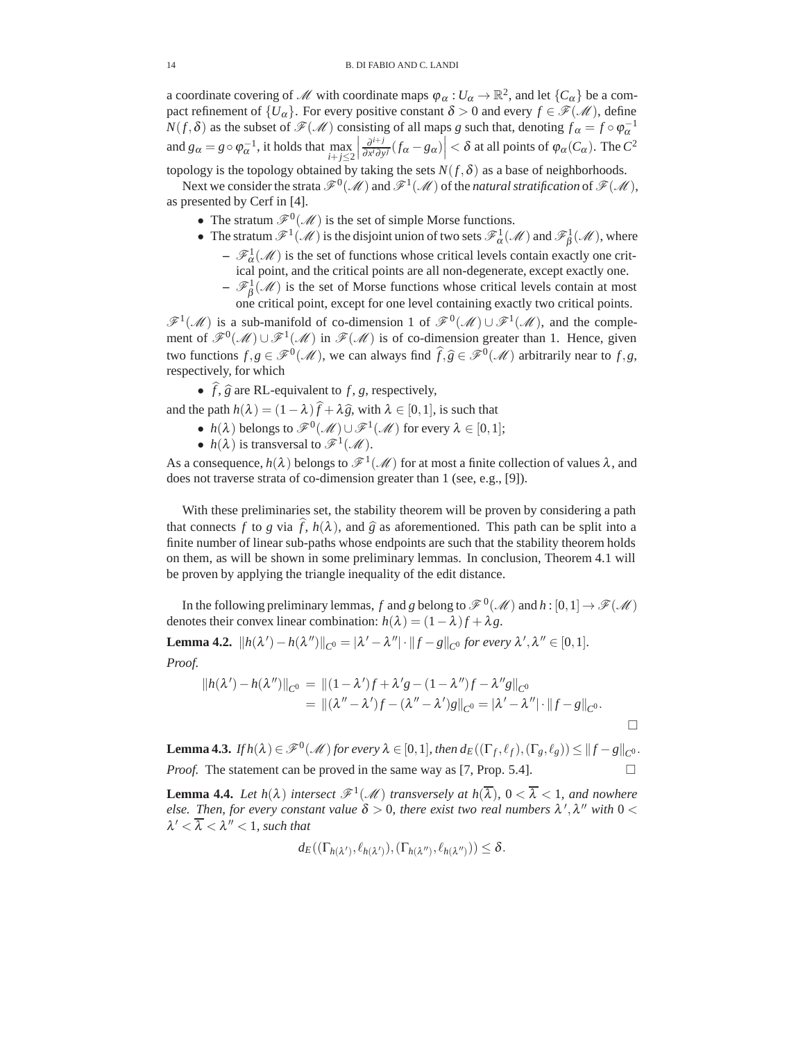a coordinate covering of $\mathscr{M}$ with coordinate maps $\varphi_\alpha : U_\alpha \to \mathbb{R}^2$, and let $\{C_\alpha\}$ be a compact refinement of $\{U_\alpha\}$. For every positive constant $\delta > 0$ and every $f \in \mathscr{F}(\mathscr{M})$, define $N(f,\delta)$ as the subset of $\mathscr{F}(\mathscr{M})$ consisting of all maps $g$ such that, denoting $f_\alpha = f \circ \varphi_\alpha^{-1}$ and $g_\alpha = g \circ \varphi_\alpha^{-1}$, it holds that $\max_{i+j\le 2} \left| \frac{\partial^{i+j}}{\partial x^i \partial y^j}(f_\alpha - g_\alpha)\right| < \delta$ at all points of $\varphi_\alpha(C_\alpha)$. The $C^2$ topology is the topology obtained by taking the sets $N(f,\delta)$ as a base of neighborhoods.

Next we consider the strata $\mathscr{F}^0(\mathscr{M})$ and $\mathscr{F}^1(\mathscr{M})$ of the *natural stratification* of $\mathscr{F}(\mathscr{M})$, as presented by Cerf in [4].

- The stratum $\mathscr{F}^0(\mathscr{M})$ is the set of simple Morse functions.
- The stratum $\mathscr{F}^1(\mathscr{M})$ is the disjoint union of two sets $\mathscr{F}^1_\alpha(\mathscr{M})$ and $\mathscr{F}^1_\beta(\mathscr{M})$, where
  - $\mathscr{F}^1_\alpha(\mathscr{M})$ is the set of functions whose critical levels contain exactly one critical point, and the critical points are all non-degenerate, except exactly one.
  - $\mathscr{F}^1_\beta(\mathscr{M})$ is the set of Morse functions whose critical levels contain at most one critical point, except for one level containing exactly two critical points.

$\mathscr{F}^1(\mathscr{M})$ is a sub-manifold of co-dimension 1 of $\mathscr{F}^0(\mathscr{M}) \cup \mathscr{F}^1(\mathscr{M})$, and the complement of $\mathscr{F}^0(\mathscr{M}) \cup \mathscr{F}^1(\mathscr{M})$ in $\mathscr{F}(\mathscr{M})$ is of co-dimension greater than 1. Hence, given two functions $f,g \in \mathscr{F}^0(\mathscr{M})$, we can always find $\widehat{f},\widehat{g} \in \mathscr{F}^0(\mathscr{M})$ arbitrarily near to $f,g$, respectively, for which

- $\widehat{f}$, $\widehat{g}$ are RL-equivalent to $f$, $g$, respectively,

and the path $h(\lambda) = (1-\lambda)\widehat{f} + \lambda\widehat{g}$, with $\lambda \in [0,1]$, is such that

- $h(\lambda)$ belongs to $\mathscr{F}^0(\mathscr{M}) \cup \mathscr{F}^1(\mathscr{M})$ for every $\lambda \in [0,1]$;
- $h(\lambda)$ is transversal to $\mathscr{F}^1(\mathscr{M})$.

As a consequence, $h(\lambda)$ belongs to $\mathscr{F}^1(\mathscr{M})$ for at most a finite collection of values $\lambda$, and does not traverse strata of co-dimension greater than 1 (see, e.g., [9]).

With these preliminaries set, the stability theorem will be proven by considering a path that connects $f$ to $g$ via $\widehat{f}$, $h(\lambda)$, and $\widehat{g}$ as aforementioned. This path can be split into a finite number of linear sub-paths whose endpoints are such that the stability theorem holds on them, as will be shown in some preliminary lemmas. In conclusion, Theorem 4.1 will be proven by applying the triangle inequality of the edit distance.

In the following preliminary lemmas, $f$ and $g$ belong to $\mathscr{F}^0(\mathscr{M})$ and $h:[0,1] \to \mathscr{F}(\mathscr{M})$ denotes their convex linear combination: $h(\lambda) = (1-\lambda)f + \lambda g$.

**Lemma 4.2.** *$\|h(\lambda') - h(\lambda'')\|_{C^0} = |\lambda' - \lambda''| \cdot \|f-g\|_{C^0}$ for every $\lambda',\lambda'' \in [0,1]$.*

*Proof.*

$$
\begin{aligned}
\|h(\lambda') - h(\lambda'')\|_{C^0} &= \|(1-\lambda')f + \lambda' g - (1-\lambda'')f - \lambda'' g\|_{C^0} \\
&= \|(\lambda'' - \lambda')f - (\lambda'' - \lambda')g\|_{C^0} = |\lambda' - \lambda''| \cdot \|f-g\|_{C^0}.
\end{aligned}
$$

□

**Lemma 4.3.** *If $h(\lambda) \in \mathscr{F}^0(\mathscr{M})$ for every $\lambda \in [0,1]$, then $d_E((\Gamma_f,\ell_f),(\Gamma_g,\ell_g)) \le \|f-g\|_{C^0}$.*

*Proof.* The statement can be proved in the same way as [7, Prop. 5.4]. □

**Lemma 4.4.** *Let $h(\lambda)$ intersect $\mathscr{F}^1(\mathscr{M})$ transversely at $h(\overline{\lambda})$, $0 < \overline{\lambda} < 1$, and nowhere else. Then, for every constant value $\delta > 0$, there exist two real numbers $\lambda',\lambda''$ with $0 < \lambda' < \overline{\lambda} < \lambda'' < 1$, such that*

$$d_E((\Gamma_{h(\lambda')},\ell_{h(\lambda')}),(\Gamma_{h(\lambda'')},\ell_{h(\lambda'')})) \le \delta.$$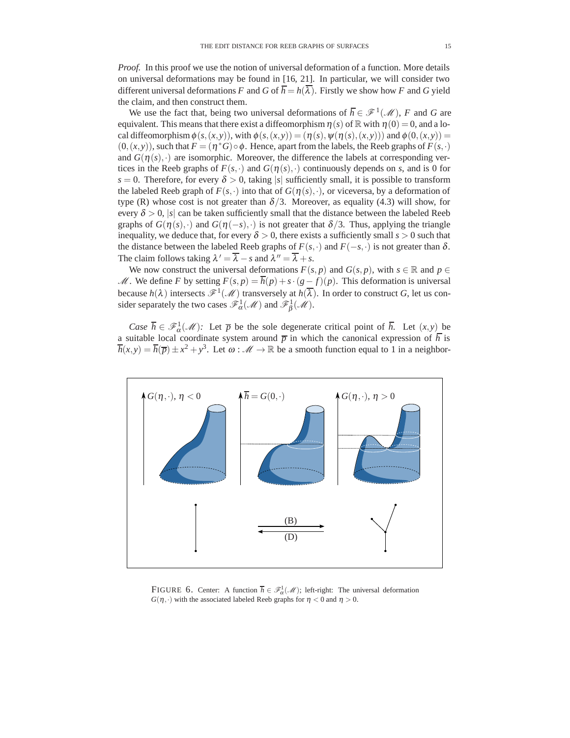*Proof.* In this proof we use the notion of universal deformation of a function. More details on universal deformations may be found in [16, 21]. In particular, we will consider two different universal deformations $F$ and $G$ of $\overline{h} = h(\overline{\lambda})$. Firstly we show how $F$ and $G$ yield the claim, and then construct them.

We use the fact that, being two universal deformations of $\overline{h} \in \mathscr{F}^1(\mathscr{M})$, $F$ and $G$ are equivalent. This means that there exist a diffeomorphism $\eta(s)$ of $\mathbb{R}$ with $\eta(0) = 0$, and a local diffeomorphism $\phi(s,(x,y))$, with $\phi(s,(x,y)) = (\eta(s), \psi(\eta(s),(x,y)))$ and $\phi(0,(x,y)) = (0,(x,y))$, such that $F = (\eta^* G) \circ \phi$. Hence, apart from the labels, the Reeb graphs of $F(s,\cdot)$ and $G(\eta(s),\cdot)$ are isomorphic. Moreover, the difference the labels at corresponding vertices in the Reeb graphs of $F(s,\cdot)$ and $G(\eta(s),\cdot)$ continuously depends on $s$, and is 0 for $s = 0$. Therefore, for every $\delta > 0$, taking $|s|$ sufficiently small, it is possible to transform the labeled Reeb graph of $F(s,\cdot)$ into that of $G(\eta(s),\cdot)$, or viceversa, by a deformation of type (R) whose cost is not greater than $\delta/3$. Moreover, as equality (4.3) will show, for every $\delta > 0$, $|s|$ can be taken sufficiently small that the distance between the labeled Reeb graphs of $G(\eta(s),\cdot)$ and $G(\eta(-s),\cdot)$ is not greater that $\delta/3$. Thus, applying the triangle inequality, we deduce that, for every $\delta > 0$, there exists a sufficiently small $s > 0$ such that the distance between the labeled Reeb graphs of $F(s,\cdot)$ and $F(-s,\cdot)$ is not greater than $\delta$. The claim follows taking $\lambda' = \overline{\lambda} - s$ and $\lambda'' = \overline{\lambda} + s$.

We now construct the universal deformations $F(s,p)$ and $G(s,p)$, with $s \in \mathbb{R}$ and $p \in \mathscr{M}$. We define $F$ by setting $F(s,p) = \overline{h}(p) + s \cdot (g - f)(p)$. This deformation is universal because $h(\lambda)$ intersects $\mathscr{F}^1(\mathscr{M})$ transversely at $h(\overline{\lambda})$. In order to construct $G$, let us consider separately the two cases $\mathscr{F}^1_\alpha(\mathscr{M})$ and $\mathscr{F}^1_\beta(\mathscr{M})$.

*Case $\overline{h} \in \mathscr{F}^1_\alpha(\mathscr{M})$:* Let $\overline{p}$ be the sole degenerate critical point of $\overline{h}$. Let $(x,y)$ be a suitable local coordinate system around $\overline{p}$ in which the canonical expression of $\overline{h}$ is $\overline{h}(x,y) = \overline{h}(\overline{p}) \pm x^2 + y^3$. Let $\omega : \mathscr{M} \to \mathbb{R}$ be a smooth function equal to 1 in a neighbor-

FIGURE 6. Center: A function $\overline{h} \in \mathscr{F}^1_\alpha(\mathscr{M})$; left-right: The universal deformation $G(\eta,\cdot)$ with the associated labeled Reeb graphs for $\eta < 0$ and $\eta > 0$.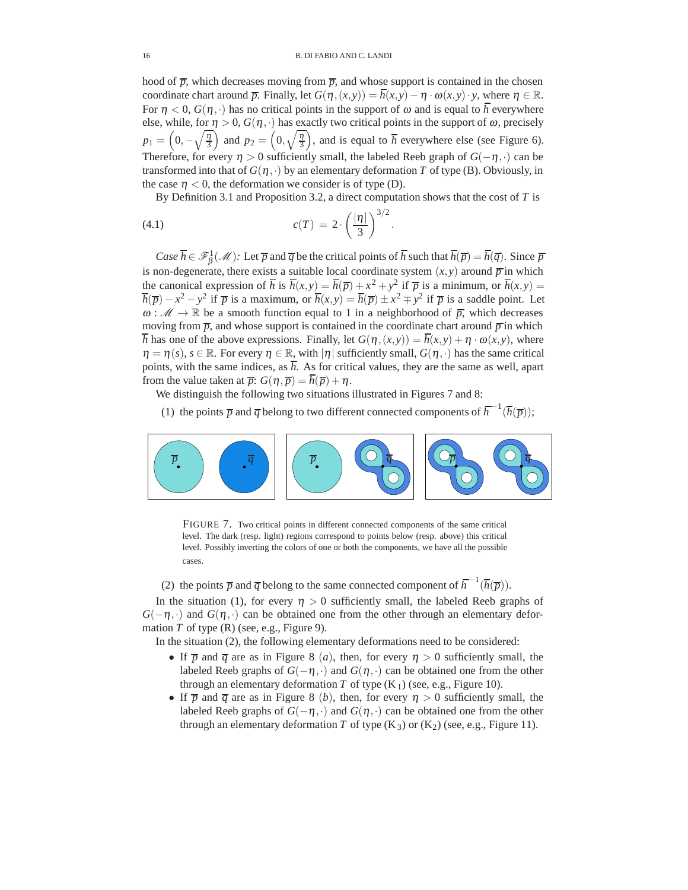hood of $\overline{p}$, which decreases moving from $\overline{p}$, and whose support is contained in the chosen coordinate chart around $\overline{p}$. Finally, let $G(\eta,(x,y)) = \overline{h}(x,y) - \eta \cdot \omega(x,y) \cdot y$, where $\eta \in \mathbb{R}$. For $\eta < 0$, $G(\eta,\cdot)$ has no critical points in the support of $\omega$ and is equal to $\overline{h}$ everywhere else, while, for $\eta > 0$, $G(\eta,\cdot)$ has exactly two critical points in the support of $\omega$, precisely $p_1 = \left(0, -\sqrt{\frac{\eta}{3}}\right)$ and $p_2 = \left(0, \sqrt{\frac{\eta}{3}}\right)$, and is equal to $\overline{h}$ everywhere else (see Figure 6). Therefore, for every $\eta > 0$ sufficiently small, the labeled Reeb graph of $G(-\eta,\cdot)$ can be transformed into that of $G(\eta,\cdot)$ by an elementary deformation $T$ of type (B). Obviously, in the case $\eta < 0$, the deformation we consider is of type (D).

By Definition 3.1 and Proposition 3.2, a direct computation shows that the cost of $T$ is

$$c(T) \;=\; 2 \cdot \left(\frac{|\eta|}{3}\right)^{3/2}. \tag{4.1}$$

*Case* $\overline{h} \in \mathscr{F}^1_\beta(\mathscr{M})$*:* Let $\overline{p}$ and $\overline{q}$ be the critical points of $\overline{h}$ such that $\overline{h}(\overline{p}) = \overline{h}(\overline{q})$. Since $\overline{p}$ is non-degenerate, there exists a suitable local coordinate system $(x,y)$ around $\overline{p}$ in which the canonical expression of $\overline{h}$ is $\overline{h}(x,y) = \overline{h}(\overline{p}) + x^2 + y^2$ if $\overline{p}$ is a minimum, or $\overline{h}(x,y) = \overline{h}(\overline{p}) - x^2 - y^2$ if $\overline{p}$ is a maximum, or $\overline{h}(x,y) = \overline{h}(\overline{p}) \pm x^2 \mp y^2$ if $\overline{p}$ is a saddle point. Let $\omega : \mathscr{M} \to \mathbb{R}$ be a smooth function equal to 1 in a neighborhood of $\overline{p}$, which decreases moving from $\overline{p}$, and whose support is contained in the coordinate chart around $\overline{p}$ in which $\overline{h}$ has one of the above expressions. Finally, let $G(\eta,(x,y)) = \overline{h}(x,y) + \eta \cdot \omega(x,y)$, where $\eta = \eta(s)$, $s \in \mathbb{R}$. For every $\eta \in \mathbb{R}$, with $|\eta|$ sufficiently small, $G(\eta,\cdot)$ has the same critical points, with the same indices, as $\overline{h}$. As for critical values, they are the same as well, apart from the value taken at $\overline{p}$: $G(\eta,\overline{p}) = \overline{h}(\overline{p}) + \eta$.

We distinguish the following two situations illustrated in Figures 7 and 8:

(1) the points $\overline{p}$ and $\overline{q}$ belong to two different connected components of $\overline{h}^{-1}(\overline{h}(\overline{p}))$;

FIGURE 7. Two critical points in different connected components of the same critical level. The dark (resp. light) regions correspond to points below (resp. above) this critical level. Possibly inverting the colors of one or both the components, we have all the possible cases.

(2) the points $\overline{p}$ and $\overline{q}$ belong to the same connected component of $\overline{h}^{-1}(\overline{h}(\overline{p}))$.

In the situation (1), for every $\eta > 0$ sufficiently small, the labeled Reeb graphs of $G(-\eta,\cdot)$ and $G(\eta,\cdot)$ can be obtained one from the other through an elementary deformation $T$ of type (R) (see, e.g., Figure 9).

In the situation (2), the following elementary deformations need to be considered:

- If $\overline{p}$ and $\overline{q}$ are as in Figure 8 $(a)$, then, for every $\eta > 0$ sufficiently small, the labeled Reeb graphs of $G(-\eta,\cdot)$ and $G(\eta,\cdot)$ can be obtained one from the other through an elementary deformation $T$ of type ($K_1$) (see, e.g., Figure 10).
- If $\overline{p}$ and $\overline{q}$ are as in Figure 8 $(b)$, then, for every $\eta > 0$ sufficiently small, the labeled Reeb graphs of $G(-\eta,\cdot)$ and $G(\eta,\cdot)$ can be obtained one from the other through an elementary deformation $T$ of type ($K_3$) or ($K_2$) (see, e.g., Figure 11).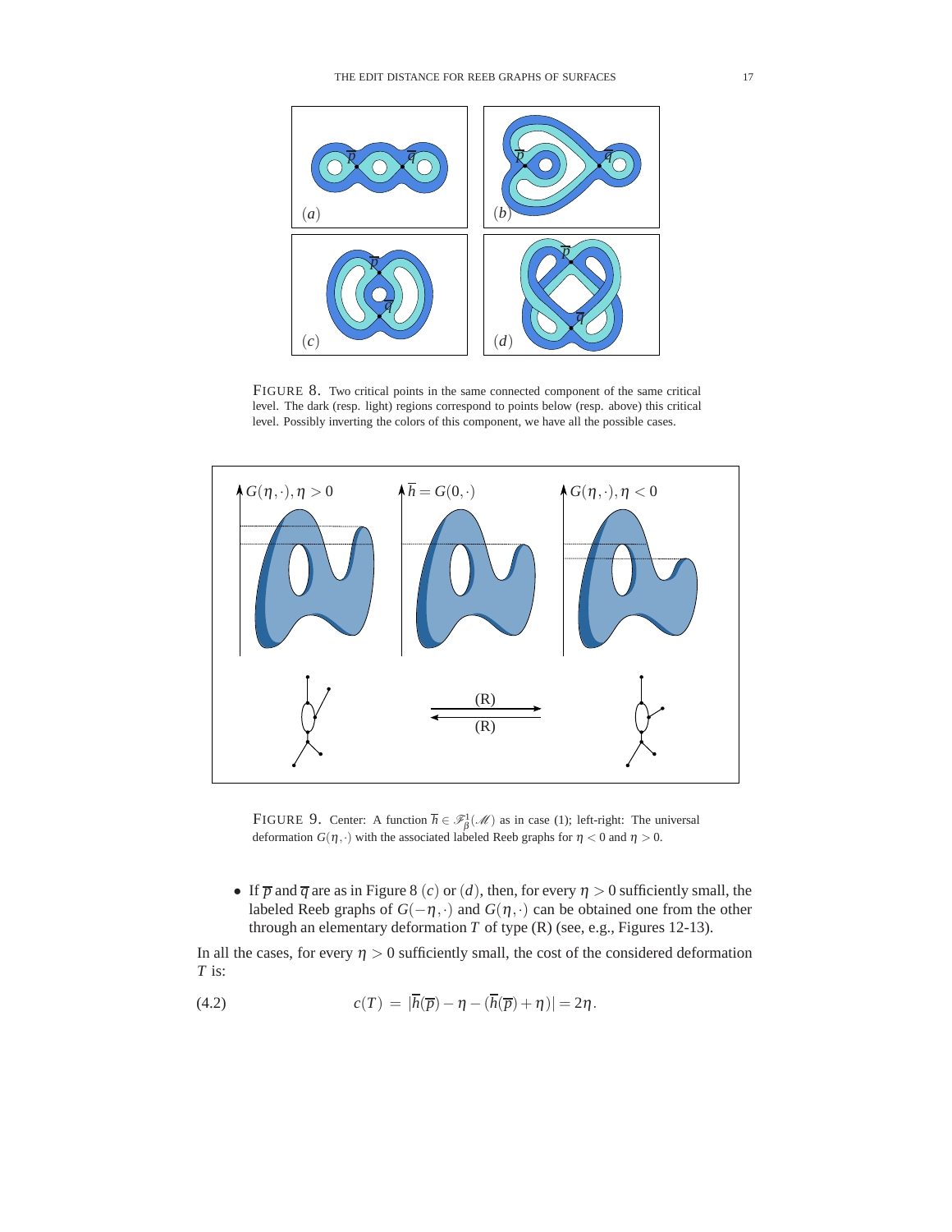FIGURE 8. Two critical points in the same connected component of the same critical level. The dark (resp. light) regions correspond to points below (resp. above) this critical level. Possibly inverting the colors of this component, we have all the possible cases.

FIGURE 9. Center: A function $\overline{h} \in \mathscr{F}^1_\beta(\mathscr{M})$ as in case (1); left-right: The universal deformation $G(\eta, \cdot)$ with the associated labeled Reeb graphs for $\eta < 0$ and $\eta > 0$.

- If $\overline{p}$ and $\overline{q}$ are as in Figure 8 $(c)$ or $(d)$, then, for every $\eta > 0$ sufficiently small, the labeled Reeb graphs of $G(-\eta, \cdot)$ and $G(\eta, \cdot)$ can be obtained one from the other through an elementary deformation $T$ of type (R) (see, e.g., Figures 12-13).

In all the cases, for every $\eta > 0$ sufficiently small, the cost of the considered deformation $T$ is:

$$c(T) = |\overline{h}(\overline{p}) - \eta - (\overline{h}(\overline{p}) + \eta)| = 2\eta. \tag{4.2}$$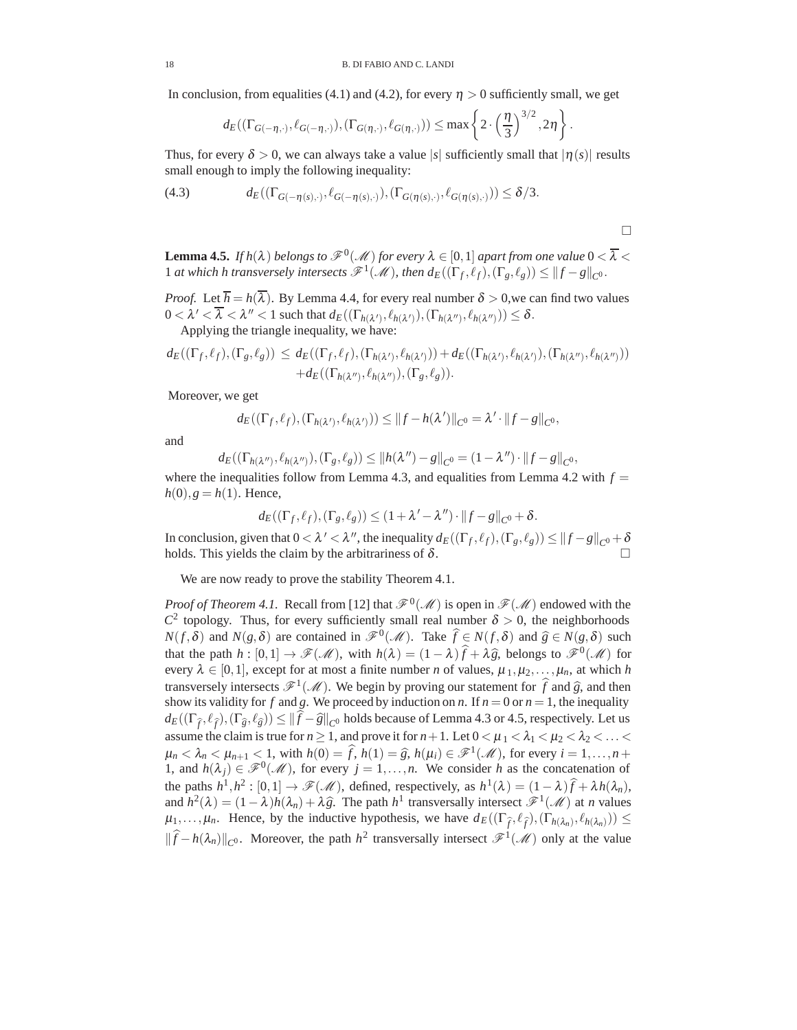In conclusion, from equalities (4.1) and (4.2), for every $\eta > 0$ sufficiently small, we get

$$d_E((\Gamma_{G(-\eta,\cdot)}, \ell_{G(-\eta,\cdot)}), (\Gamma_{G(\eta,\cdot)}, \ell_{G(\eta,\cdot)})) \leq \max\left\{2 \cdot \left(\frac{\eta}{3}\right)^{3/2}, 2\eta\right\}.$$

Thus, for every $\delta > 0$, we can always take a value $|s|$ sufficiently small that $|\eta(s)|$ results small enough to imply the following inequality:

$$d_E((\Gamma_{G(-\eta(s),\cdot)}, \ell_{G(-\eta(s),\cdot)}), (\Gamma_{G(\eta(s),\cdot)}, \ell_{G(\eta(s),\cdot)})) \leq \delta/3. \tag{4.3}$$

□

**Lemma 4.5.** *If $h(\lambda)$ belongs to $\mathscr{F}^0(\mathscr{M})$ for every $\lambda \in [0,1]$ apart from one value $0 < \overline{\lambda} < 1$ at which $h$ transversely intersects $\mathscr{F}^1(\mathscr{M})$, then $d_E((\Gamma_f, \ell_f), (\Gamma_g, \ell_g)) \leq \|f - g\|_{C^0}$.*

*Proof.* Let $\overline{h} = h(\overline{\lambda})$. By Lemma 4.4, for every real number $\delta > 0$,we can find two values $0 < \lambda' < \overline{\lambda} < \lambda'' < 1$ such that $d_E((\Gamma_{h(\lambda')}, \ell_{h(\lambda')}), (\Gamma_{h(\lambda'')}, \ell_{h(\lambda'')})) \leq \delta$.

Applying the triangle inequality, we have:

$$\begin{aligned} d_E((\Gamma_f, \ell_f), (\Gamma_g, \ell_g)) \leq\ & d_E((\Gamma_f, \ell_f), (\Gamma_{h(\lambda')}, \ell_{h(\lambda')})) + d_E((\Gamma_{h(\lambda')}, \ell_{h(\lambda')}), (\Gamma_{h(\lambda'')}, \ell_{h(\lambda'')})) \\ & + d_E((\Gamma_{h(\lambda'')}, \ell_{h(\lambda'')}), (\Gamma_g, \ell_g)). \end{aligned}$$

Moreover, we get

$$d_E((\Gamma_f, \ell_f), (\Gamma_{h(\lambda')}, \ell_{h(\lambda')})) \leq \|f - h(\lambda')\|_{C^0} = \lambda' \cdot \|f - g\|_{C^0},$$

and

$$d_E((\Gamma_{h(\lambda'')}, \ell_{h(\lambda'')}), (\Gamma_g, \ell_g)) \leq \|h(\lambda'') - g\|_{C^0} = (1 - \lambda'') \cdot \|f - g\|_{C^0},$$

where the inequalities follow from Lemma 4.3, and equalities from Lemma 4.2 with $f = h(0), g = h(1)$. Hence,

$$d_E((\Gamma_f, \ell_f), (\Gamma_g, \ell_g)) \leq (1 + \lambda' - \lambda'') \cdot \|f - g\|_{C^0} + \delta.$$

In conclusion, given that $0 < \lambda' < \lambda''$, the inequality $d_E((\Gamma_f, \ell_f), (\Gamma_g, \ell_g)) \leq \|f - g\|_{C^0} + \delta$ holds. This yields the claim by the arbitrariness of $\delta$. □

We are now ready to prove the stability Theorem 4.1.

*Proof of Theorem 4.1.* Recall from [12] that $\mathscr{F}^0(\mathscr{M})$ is open in $\mathscr{F}(\mathscr{M})$ endowed with the $C^2$ topology. Thus, for every sufficiently small real number $\delta > 0$, the neighborhoods $N(f, \delta)$ and $N(g, \delta)$ are contained in $\mathscr{F}^0(\mathscr{M})$. Take $\widehat{f} \in N(f, \delta)$ and $\widehat{g} \in N(g, \delta)$ such that the path $h : [0,1] \to \mathscr{F}(\mathscr{M})$, with $h(\lambda) = (1 - \lambda)\widehat{f} + \lambda\widehat{g}$, belongs to $\mathscr{F}^0(\mathscr{M})$ for every $\lambda \in [0,1]$, except for at most a finite number $n$ of values, $\mu_1, \mu_2, \ldots, \mu_n$, at which $h$ transversely intersects $\mathscr{F}^1(\mathscr{M})$. We begin by proving our statement for $\widehat{f}$ and $\widehat{g}$, and then show its validity for $f$ and $g$. We proceed by induction on $n$. If $n = 0$ or $n = 1$, the inequality $d_E((\Gamma_{\widehat{f}}, \ell_{\widehat{f}}), (\Gamma_{\widehat{g}}, \ell_{\widehat{g}})) \leq \|\widehat{f} - \widehat{g}\|_{C^0}$ holds because of Lemma 4.3 or 4.5, respectively. Let us assume the claim is true for $n \geq 1$, and prove it for $n+1$. Let $0 < \mu_1 < \lambda_1 < \mu_2 < \lambda_2 < \ldots < \mu_n < \lambda_n < \mu_{n+1} < 1$, with $h(0) = \widehat{f}$, $h(1) = \widehat{g}$, $h(\mu_i) \in \mathscr{F}^1(\mathscr{M})$, for every $i = 1, \ldots, n+1$, and $h(\lambda_j) \in \mathscr{F}^0(\mathscr{M})$, for every $j = 1, \ldots, n$. We consider $h$ as the concatenation of the paths $h^1, h^2 : [0,1] \to \mathscr{F}(\mathscr{M})$, defined, respectively, as $h^1(\lambda) = (1 - \lambda)\widehat{f} + \lambda h(\lambda_n)$, and $h^2(\lambda) = (1 - \lambda)h(\lambda_n) + \lambda\widehat{g}$. The path $h^1$ transversally intersect $\mathscr{F}^1(\mathscr{M})$ at $n$ values $\mu_1, \ldots, \mu_n$. Hence, by the inductive hypothesis, we have $d_E((\Gamma_{\widehat{f}}, \ell_{\widehat{f}}), (\Gamma_{h(\lambda_n)}, \ell_{h(\lambda_n)})) \leq \|\widehat{f} - h(\lambda_n)\|_{C^0}$. Moreover, the path $h^2$ transversally intersect $\mathscr{F}^1(\mathscr{M})$ only at the value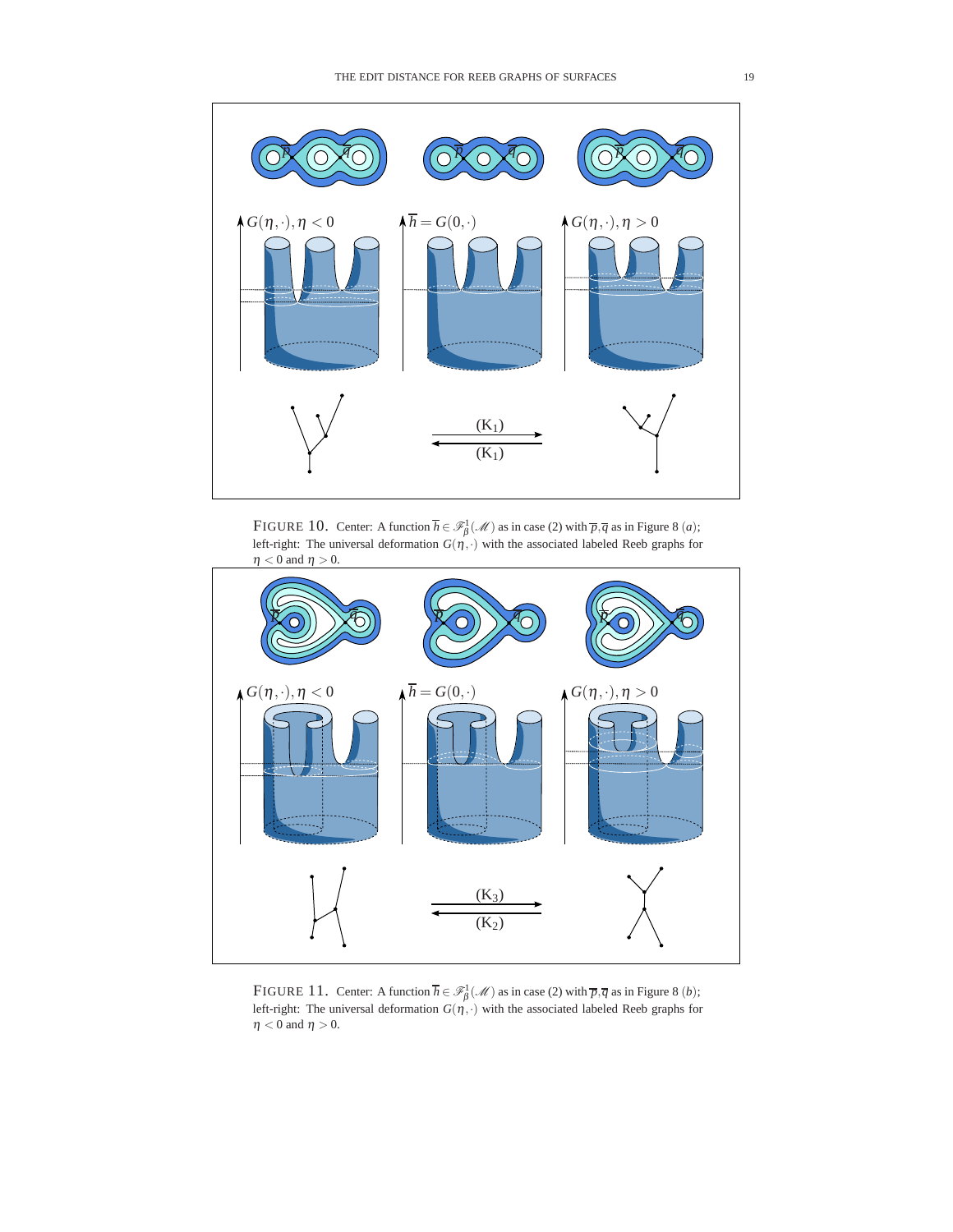FIGURE 10. Center: A function $\overline{h} \in \mathscr{F}^1_\beta(\mathscr{M})$ as in case (2) with $\overline{p}, \overline{q}$ as in Figure 8 $(a)$; left-right: The universal deformation $G(\eta, \cdot)$ with the associated labeled Reeb graphs for $\eta < 0$ and $\eta > 0$.

FIGURE 11. Center: A function $\overline{h} \in \mathscr{F}^1_\beta(\mathscr{M})$ as in case (2) with $\overline{p}, \overline{q}$ as in Figure 8 $(b)$; left-right: The universal deformation $G(\eta, \cdot)$ with the associated labeled Reeb graphs for $\eta < 0$ and $\eta > 0$.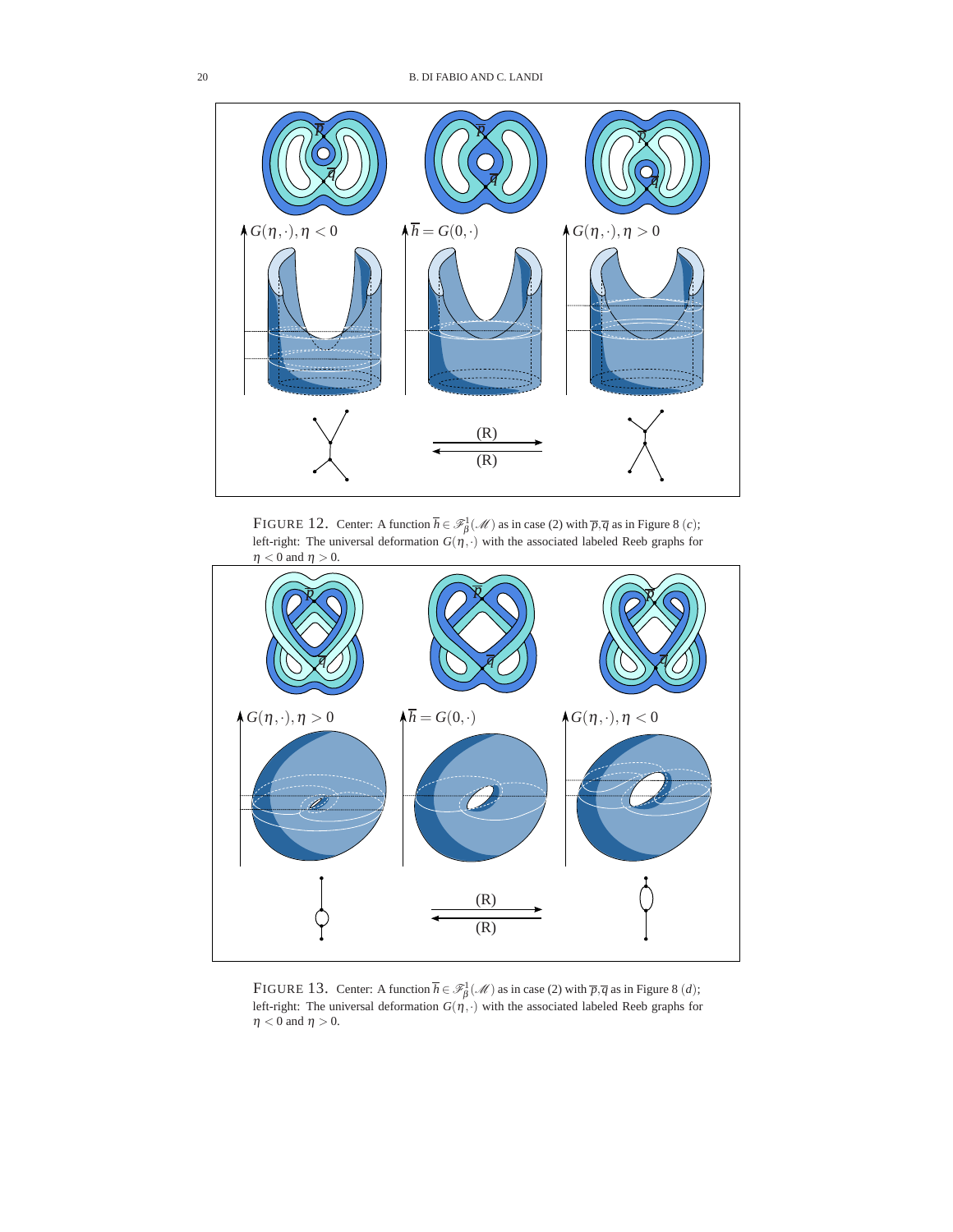FIGURE 12. Center: A function $\overline{h} \in \mathscr{F}^1_\beta(\mathscr{M})$ as in case (2) with $\overline{p}, \overline{q}$ as in Figure 8 $(c)$; left-right: The universal deformation $G(\eta, \cdot)$ with the associated labeled Reeb graphs for $\eta < 0$ and $\eta > 0$.

FIGURE 13. Center: A function $\overline{h} \in \mathscr{F}^1_\beta(\mathscr{M})$ as in case (2) with $\overline{p}, \overline{q}$ as in Figure 8 $(d)$; left-right: The universal deformation $G(\eta, \cdot)$ with the associated labeled Reeb graphs for $\eta < 0$ and $\eta > 0$.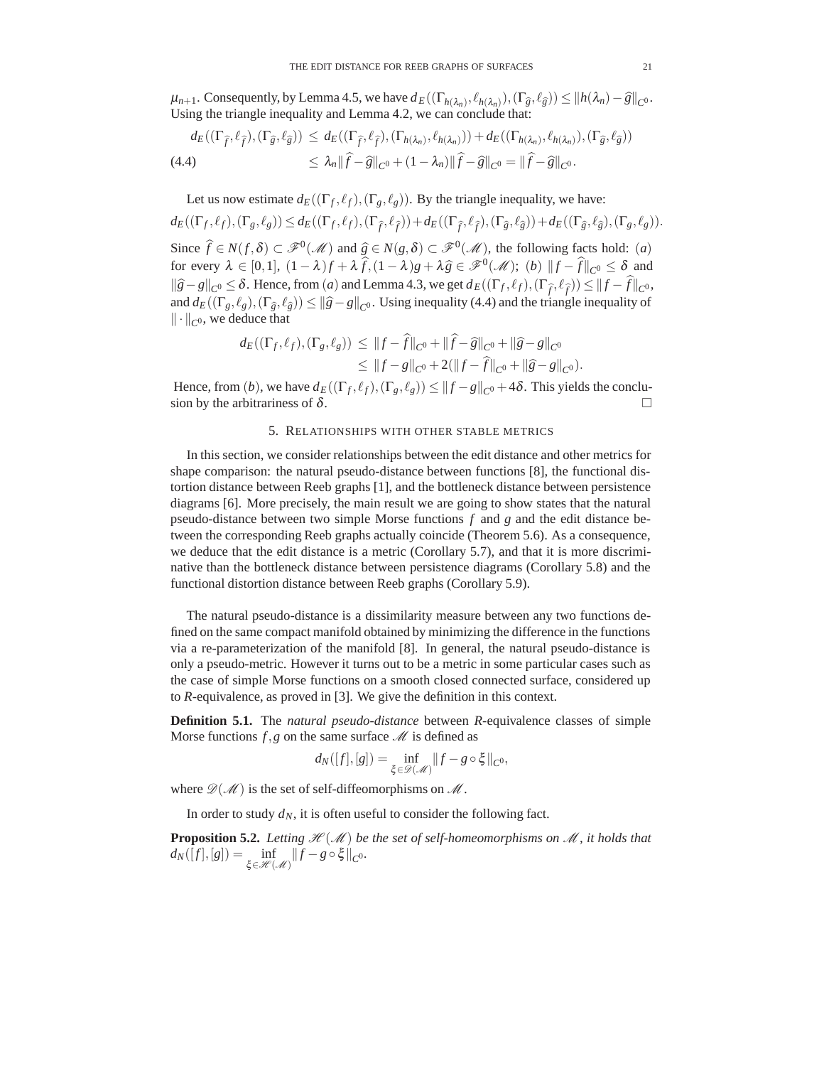$\mu_{n+1}$. Consequently, by Lemma 4.5, we have $d_E((\Gamma_{h(\lambda_n)}, \ell_{h(\lambda_n)}), (\Gamma_{\widehat{g}}, \ell_{\widehat{g}})) \le \|h(\lambda_n) - \widehat{g}\|_{C^0}$. Using the triangle inequality and Lemma 4.2, we can conclude that:

$$
\begin{aligned}
d_E((\Gamma_{\widehat{f}}, \ell_{\widehat{f}}), (\Gamma_{\widehat{g}}, \ell_{\widehat{g}})) &\le d_E((\Gamma_{\widehat{f}}, \ell_{\widehat{f}}), (\Gamma_{h(\lambda_n)}, \ell_{h(\lambda_n)})) + d_E((\Gamma_{h(\lambda_n)}, \ell_{h(\lambda_n)}), (\Gamma_{\widehat{g}}, \ell_{\widehat{g}})) \\
&\le \lambda_n \|\widehat{f} - \widehat{g}\|_{C^0} + (1-\lambda_n)\|\widehat{f} - \widehat{g}\|_{C^0} = \|\widehat{f} - \widehat{g}\|_{C^0}.
\end{aligned} \tag{4.4}
$$

Let us now estimate $d_E((\Gamma_f, \ell_f), (\Gamma_g, \ell_g))$. By the triangle inequality, we have:

$d_E((\Gamma_f, \ell_f), (\Gamma_g, \ell_g)) \le d_E((\Gamma_f, \ell_f), (\Gamma_{\widehat{f}}, \ell_{\widehat{f}})) + d_E((\Gamma_{\widehat{f}}, \ell_{\widehat{f}}), (\Gamma_{\widehat{g}}, \ell_{\widehat{g}})) + d_E((\Gamma_{\widehat{g}}, \ell_{\widehat{g}}), (\Gamma_g, \ell_g))$.

Since $\widehat{f} \in N(f, \delta) \subset \mathscr{F}^0(\mathscr{M})$ and $\widehat{g} \in N(g, \delta) \subset \mathscr{F}^0(\mathscr{M})$, the following facts hold: $(a)$ for every $\lambda \in [0,1]$, $(1-\lambda)f + \lambda \widehat{f}, (1-\lambda)g + \lambda \widehat{g} \in \mathscr{F}^0(\mathscr{M})$; $(b)$ $\|f - \widehat{f}\|_{C^0} \le \delta$ and $\|\widehat{g} - g\|_{C^0} \le \delta$. Hence, from $(a)$ and Lemma 4.3, we get $d_E((\Gamma_f, \ell_f), (\Gamma_{\widehat{f}}, \ell_{\widehat{f}})) \le \|f - \widehat{f}\|_{C^0}$, and $d_E((\Gamma_g, \ell_g), (\Gamma_{\widehat{g}}, \ell_{\widehat{g}})) \le \|\widehat{g} - g\|_{C^0}$. Using inequality (4.4) and the triangle inequality of $\|\cdot\|_{C^0}$, we deduce that

$$
\begin{aligned}
d_E((\Gamma_f, \ell_f), (\Gamma_g, \ell_g)) &\le \|f - \widehat{f}\|_{C^0} + \|\widehat{f} - \widehat{g}\|_{C^0} + \|\widehat{g} - g\|_{C^0} \\
&\le \|f - g\|_{C^0} + 2(\|f - \widehat{f}\|_{C^0} + \|\widehat{g} - g\|_{C^0}).
\end{aligned}
$$

Hence, from $(b)$, we have $d_E((\Gamma_f, \ell_f), (\Gamma_g, \ell_g)) \le \|f - g\|_{C^0} + 4\delta$. This yields the conclusion by the arbitrariness of $\delta$. □

## 5. Relationships with other stable metrics

In this section, we consider relationships between the edit distance and other metrics for shape comparison: the natural pseudo-distance between functions [8], the functional distortion distance between Reeb graphs [1], and the bottleneck distance between persistence diagrams [6]. More precisely, the main result we are going to show states that the natural pseudo-distance between two simple Morse functions $f$ and $g$ and the edit distance between the corresponding Reeb graphs actually coincide (Theorem 5.6). As a consequence, we deduce that the edit distance is a metric (Corollary 5.7), and that it is more discriminative than the bottleneck distance between persistence diagrams (Corollary 5.8) and the functional distortion distance between Reeb graphs (Corollary 5.9).

The natural pseudo-distance is a dissimilarity measure between any two functions defined on the same compact manifold obtained by minimizing the difference in the functions via a re-parameterization of the manifold [8]. In general, the natural pseudo-distance is only a pseudo-metric. However it turns out to be a metric in some particular cases such as the case of simple Morse functions on a smooth closed connected surface, considered up to $R$-equivalence, as proved in [3]. We give the definition in this context.

**Definition 5.1.** The *natural pseudo-distance* between $R$-equivalence classes of simple Morse functions $f, g$ on the same surface $\mathscr{M}$ is defined as

$$
d_N([f],[g]) = \inf_{\xi \in \mathscr{D}(\mathscr{M})} \|f - g \circ \xi\|_{C^0},
$$

where $\mathscr{D}(\mathscr{M})$ is the set of self-diffeomorphisms on $\mathscr{M}$.

In order to study $d_N$, it is often useful to consider the following fact.

**Proposition 5.2.** *Letting $\mathscr{H}(\mathscr{M})$ be the set of self-homeomorphisms on $\mathscr{M}$, it holds that $d_N([f],[g]) = \inf_{\xi \in \mathscr{H}(\mathscr{M})} \|f - g \circ \xi\|_{C^0}$.*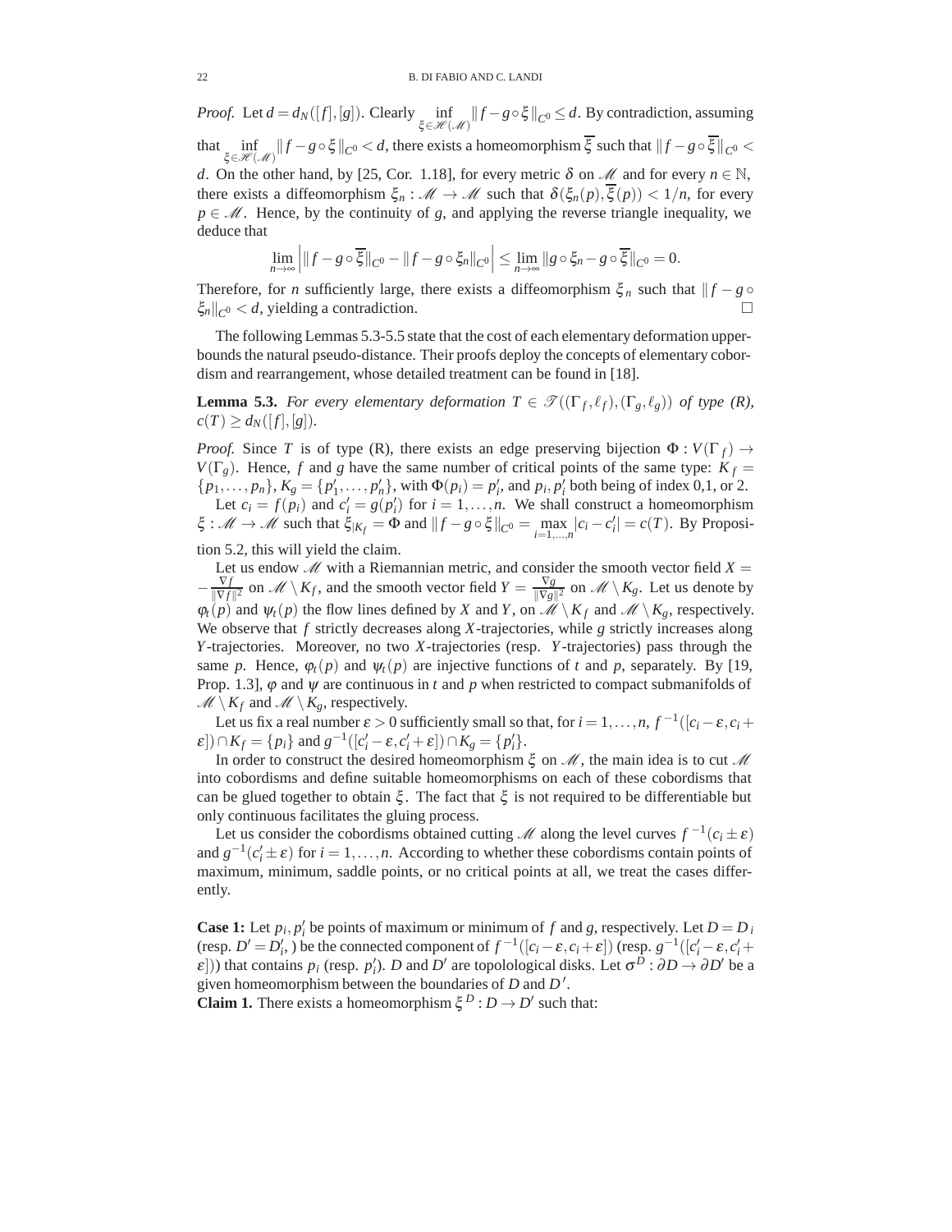*Proof.* Let $d = d_N([f],[g])$. Clearly $\inf_{\xi \in \mathscr{H}(\mathscr{M})} \|f - g \circ \xi\|_{C^0} \le d$. By contradiction, assuming that $\inf_{\xi \in \mathscr{H}(\mathscr{M})} \|f - g \circ \xi\|_{C^0} < d$, there exists a homeomorphism $\overline{\xi}$ such that $\|f - g \circ \overline{\xi}\|_{C^0} < d$. On the other hand, by [25, Cor. 1.18], for every metric $\delta$ on $\mathscr{M}$ and for every $n \in \mathbb{N}$, there exists a diffeomorphism $\xi_n : \mathscr{M} \to \mathscr{M}$ such that $\delta(\xi_n(p), \overline{\xi}(p)) < 1/n$, for every $p \in \mathscr{M}$. Hence, by the continuity of $g$, and applying the reverse triangle inequality, we deduce that

$$\lim_{n\to\infty} \left| \|f - g \circ \overline{\xi}\|_{C^0} - \|f - g \circ \xi_n\|_{C^0} \right| \le \lim_{n\to\infty} \|g \circ \xi_n - g \circ \overline{\xi}\|_{C^0} = 0.$$

Therefore, for $n$ sufficiently large, there exists a diffeomorphism $\xi_n$ such that $\|f - g \circ \xi_n\|_{C^0} < d$, yielding a contradiction. □

The following Lemmas 5.3-5.5 state that the cost of each elementary deformation upper-bounds the natural pseudo-distance. Their proofs deploy the concepts of elementary cobordism and rearrangement, whose detailed treatment can be found in [18].

**Lemma 5.3.** *For every elementary deformation $T \in \mathscr{T}((\Gamma_f, \ell_f), (\Gamma_g, \ell_g))$ of type (R), $c(T) \ge d_N([f],[g])$.*

*Proof.* Since $T$ is of type (R), there exists an edge preserving bijection $\Phi : V(\Gamma_f) \to V(\Gamma_g)$. Hence, $f$ and $g$ have the same number of critical points of the same type: $K_f = \{p_1, \dots, p_n\}$, $K_g = \{p'_1, \dots, p'_n\}$, with $\Phi(p_i) = p'_i$, and $p_i, p'_i$ both being of index 0,1, or 2.

Let $c_i = f(p_i)$ and $c'_i = g(p'_i)$ for $i = 1, \dots, n$. We shall construct a homeomorphism $\xi : \mathscr{M} \to \mathscr{M}$ such that $\xi_{|K_f} = \Phi$ and $\|f - g \circ \xi\|_{C^0} = \max_{i=1,\dots,n} |c_i - c'_i| = c(T)$. By Proposition 5.2, this will yield the claim.

Let us endow $\mathscr{M}$ with a Riemannian metric, and consider the smooth vector field $X = -\frac{\nabla f}{\|\nabla f\|^2}$ on $\mathscr{M} \setminus K_f$, and the smooth vector field $Y = \frac{\nabla g}{\|\nabla g\|^2}$ on $\mathscr{M} \setminus K_g$. Let us denote by $\varphi_t(p)$ and $\psi_t(p)$ the flow lines defined by $X$ and $Y$, on $\mathscr{M} \setminus K_f$ and $\mathscr{M} \setminus K_g$, respectively. We observe that $f$ strictly decreases along $X$-trajectories, while $g$ strictly increases along $Y$-trajectories. Moreover, no two $X$-trajectories (resp. $Y$-trajectories) pass through the same $p$. Hence, $\varphi_t(p)$ and $\psi_t(p)$ are injective functions of $t$ and $p$, separately. By [19, Prop. 1.3], $\varphi$ and $\psi$ are continuous in $t$ and $p$ when restricted to compact submanifolds of $\mathscr{M} \setminus K_f$ and $\mathscr{M} \setminus K_g$, respectively.

Let us fix a real number $\varepsilon > 0$ sufficiently small so that, for $i = 1, \dots, n$, $f^{-1}([c_i - \varepsilon, c_i + \varepsilon]) \cap K_f = \{p_i\}$ and $g^{-1}([c'_i - \varepsilon, c'_i + \varepsilon]) \cap K_g = \{p'_i\}$.

In order to construct the desired homeomorphism $\xi$ on $\mathscr{M}$, the main idea is to cut $\mathscr{M}$ into cobordisms and define suitable homeomorphisms on each of these cobordisms that can be glued together to obtain $\xi$. The fact that $\xi$ is not required to be differentiable but only continuous facilitates the gluing process.

Let us consider the cobordisms obtained cutting $\mathscr{M}$ along the level curves $f^{-1}(c_i \pm \varepsilon)$ and $g^{-1}(c'_i \pm \varepsilon)$ for $i = 1, \dots, n$. According to whether these cobordisms contain points of maximum, minimum, saddle points, or no critical points at all, we treat the cases differently.

**Case 1:** Let $p_i, p'_i$ be points of maximum or minimum of $f$ and $g$, respectively. Let $D = D_i$ (resp. $D' = D'_i$, ) be the connected component of $f^{-1}([c_i - \varepsilon, c_i + \varepsilon])$ (resp. $g^{-1}([c'_i - \varepsilon, c'_i + \varepsilon])$) that contains $p_i$ (resp. $p'_i$). $D$ and $D'$ are topolological disks. Let $\sigma^D : \partial D \to \partial D'$ be a given homeomorphism between the boundaries of $D$ and $D'$.
**Claim 1.** There exists a homeomorphism $\xi^D : D \to D'$ such that: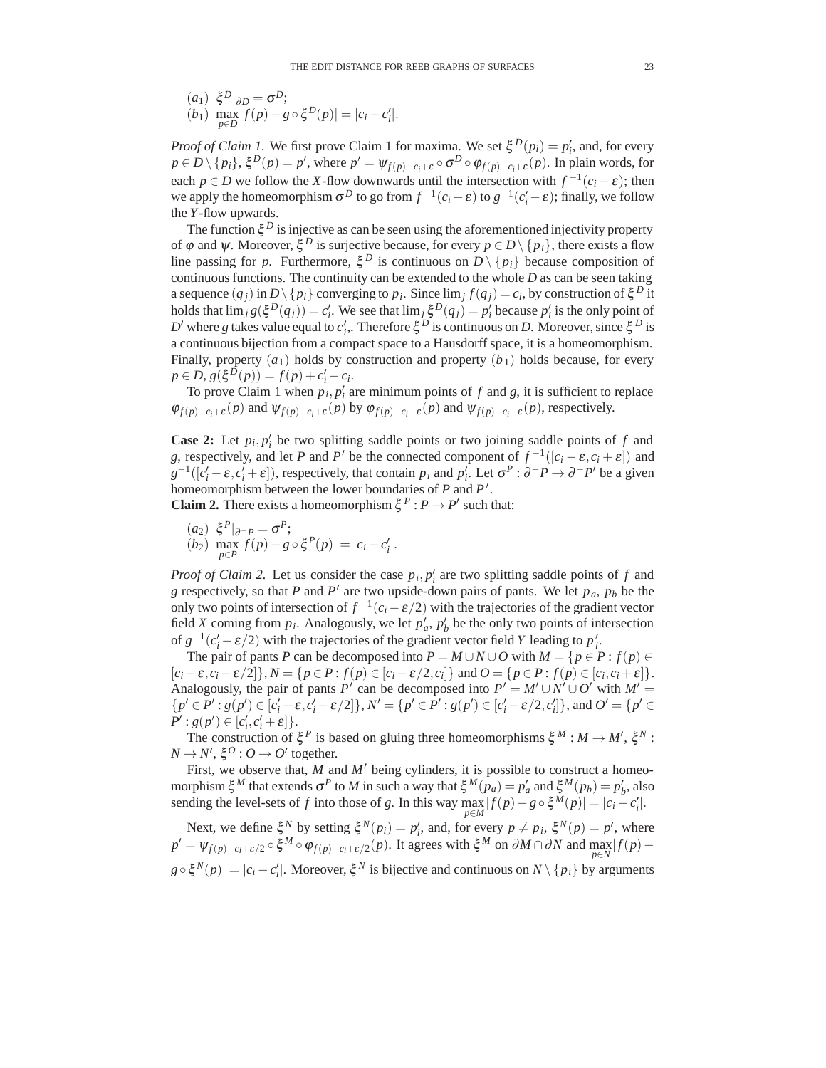$(a_1)$ $\xi^D|_{\partial D} = \sigma^D$;
$(b_1)$ $\max_{p \in D} |f(p) - g \circ \xi^D(p)| = |c_i - c_i'|$.

*Proof of Claim 1.* We first prove Claim 1 for maxima. We set $\xi^D(p_i) = p_i'$, and, for every $p \in D \setminus \{p_i\}$, $\xi^D(p) = p'$, where $p' = \psi_{f(p)-c_i+\varepsilon} \circ \sigma^D \circ \varphi_{f(p)-c_i+\varepsilon}(p)$. In plain words, for each $p \in D$ we follow the $X$-flow downwards until the intersection with $f^{-1}(c_i - \varepsilon)$; then we apply the homeomorphism $\sigma^D$ to go from $f^{-1}(c_i - \varepsilon)$ to $g^{-1}(c_i' - \varepsilon)$; finally, we follow the $Y$-flow upwards.

The function $\xi^D$ is injective as can be seen using the aforementioned injectivity property of $\varphi$ and $\psi$. Moreover, $\xi^D$ is surjective because, for every $p \in D \setminus \{p_i\}$, there exists a flow line passing for $p$. Furthermore, $\xi^D$ is continuous on $D \setminus \{p_i\}$ because composition of continuous functions. The continuity can be extended to the whole $D$ as can be seen taking a sequence $(q_j)$ in $D \setminus \{p_i\}$ converging to $p_i$. Since $\lim_j f(q_j) = c_i$, by construction of $\xi^D$ it holds that $\lim_j g(\xi^D(q_j)) = c_i'$. We see that $\lim_j \xi^D(q_j) = p_i'$ because $p_i'$ is the only point of $D'$ where $g$ takes value equal to $c_i'$,. Therefore $\xi^D$ is continuous on $D$. Moreover, since $\xi^D$ is a continuous bijection from a compact space to a Hausdorff space, it is a homeomorphism. Finally, property $(a_1)$ holds by construction and property $(b_1)$ holds because, for every $p \in D$, $g(\xi^D(p)) = f(p) + c_i' - c_i$.

To prove Claim 1 when $p_i, p_i'$ are minimum points of $f$ and $g$, it is sufficient to replace $\varphi_{f(p)-c_i+\varepsilon}(p)$ and $\psi_{f(p)-c_i+\varepsilon}(p)$ by $\varphi_{f(p)-c_i-\varepsilon}(p)$ and $\psi_{f(p)-c_i-\varepsilon}(p)$, respectively.

**Case 2:** Let $p_i, p_i'$ be two splitting saddle points or two joining saddle points of $f$ and $g$, respectively, and let $P$ and $P'$ be the connected component of $f^{-1}([c_i - \varepsilon, c_i + \varepsilon])$ and $g^{-1}([c_i' - \varepsilon, c_i' + \varepsilon])$, respectively, that contain $p_i$ and $p_i'$. Let $\sigma^P : \partial^- P \to \partial^- P'$ be a given homeomorphism between the lower boundaries of $P$ and $P'$.
**Claim 2.** There exists a homeomorphism $\xi^P : P \to P'$ such that:

$(a_2)$ $\xi^P|_{\partial^- P} = \sigma^P$;
$(b_2)$ $\max_{p \in P} |f(p) - g \circ \xi^P(p)| = |c_i - c_i'|$.

*Proof of Claim 2.* Let us consider the case $p_i, p_i'$ are two splitting saddle points of $f$ and $g$ respectively, so that $P$ and $P'$ are two upside-down pairs of pants. We let $p_a$, $p_b$ be the only two points of intersection of $f^{-1}(c_i - \varepsilon/2)$ with the trajectories of the gradient vector field $X$ coming from $p_i$. Analogously, we let $p_a'$, $p_b'$ be the only two points of intersection of $g^{-1}(c_i' - \varepsilon/2)$ with the trajectories of the gradient vector field $Y$ leading to $p_i'$.

The pair of pants $P$ can be decomposed into $P = M \cup N \cup O$ with $M = \{p \in P : f(p) \in [c_i - \varepsilon, c_i - \varepsilon/2]\}$, $N = \{p \in P : f(p) \in [c_i - \varepsilon/2, c_i]\}$ and $O = \{p \in P : f(p) \in [c_i, c_i + \varepsilon]\}$. Analogously, the pair of pants $P'$ can be decomposed into $P' = M' \cup N' \cup O'$ with $M' = \{p' \in P' : g(p') \in [c_i' - \varepsilon, c_i' - \varepsilon/2]\}$, $N' = \{p' \in P' : g(p') \in [c_i' - \varepsilon/2, c_i']\}$, and $O' = \{p' \in P' : g(p') \in [c_i', c_i' + \varepsilon]\}$.

The construction of $\xi^P$ is based on gluing three homeomorphisms $\xi^M : M \to M'$, $\xi^N : N \to N'$, $\xi^O : O \to O'$ together.

First, we observe that, $M$ and $M'$ being cylinders, it is possible to construct a homeomorphism $\xi^M$ that extends $\sigma^P$ to $M$ in such a way that $\xi^M(p_a) = p_a'$ and $\xi^M(p_b) = p_b'$, also sending the level-sets of $f$ into those of $g$. In this way $\max_{p \in M} |f(p) - g \circ \xi^M(p)| = |c_i - c_i'|$.

Next, we define $\xi^N$ by setting $\xi^N(p_i) = p_i'$, and, for every $p \neq p_i$, $\xi^N(p) = p'$, where $p' = \psi_{f(p)-c_i+\varepsilon/2} \circ \xi^M \circ \varphi_{f(p)-c_i+\varepsilon/2}(p)$. It agrees with $\xi^M$ on $\partial M \cap \partial N$ and $\max_{p \in N} |f(p) - g \circ \xi^N(p)| = |c_i - c_i'|$. Moreover, $\xi^N$ is bijective and continuous on $N \setminus \{p_i\}$ by arguments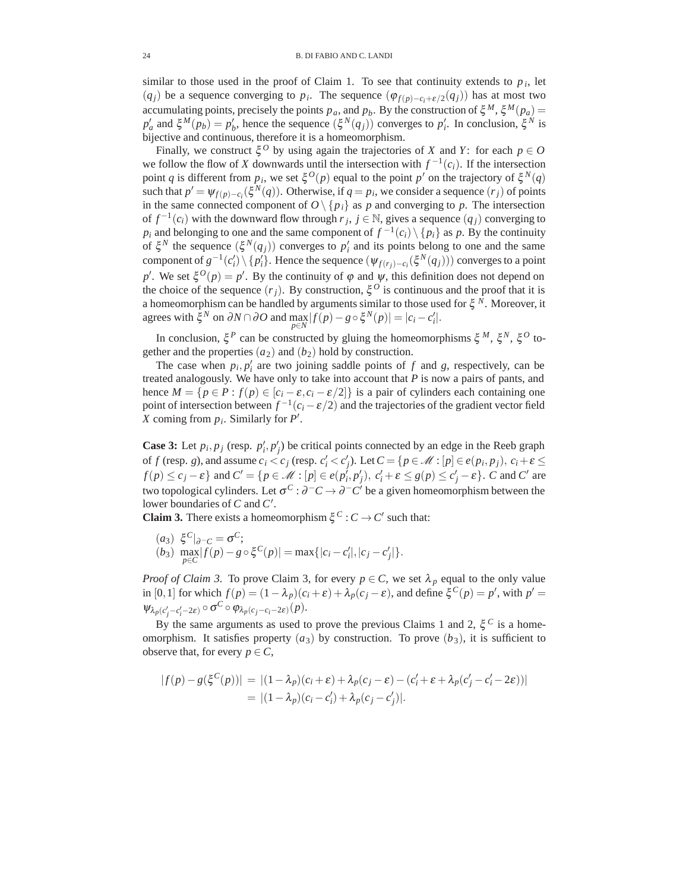similar to those used in the proof of Claim 1. To see that continuity extends to $p_i$, let $(q_j)$ be a sequence converging to $p_i$. The sequence $(\varphi_{f(p)-c_i+\varepsilon/2}(q_j))$ has at most two accumulating points, precisely the points $p_a$, and $p_b$. By the construction of $\xi^M$, $\xi^M(p_a) = p'_a$ and $\xi^M(p_b) = p'_b$, hence the sequence $(\xi^N(q_j))$ converges to $p'_i$. In conclusion, $\xi^N$ is bijective and continuous, therefore it is a homeomorphism.

Finally, we construct $\xi^O$ by using again the trajectories of $X$ and $Y$: for each $p \in O$ we follow the flow of $X$ downwards until the intersection with $f^{-1}(c_i)$. If the intersection point $q$ is different from $p_i$, we set $\xi^O(p)$ equal to the point $p'$ on the trajectory of $\xi^N(q)$ such that $p' = \psi_{f(p)-c_i}(\xi^N(q))$. Otherwise, if $q = p_i$, we consider a sequence $(r_j)$ of points in the same connected component of $O \setminus \{p_i\}$ as $p$ and converging to $p$. The intersection of $f^{-1}(c_i)$ with the downward flow through $r_j$, $j \in \mathbb{N}$, gives a sequence $(q_j)$ converging to $p_i$ and belonging to one and the same component of $f^{-1}(c_i) \setminus \{p_i\}$ as $p$. By the continuity of $\xi^N$ the sequence $(\xi^N(q_j))$ converges to $p'_i$ and its points belong to one and the same component of $g^{-1}(c'_i) \setminus \{p'_i\}$. Hence the sequence $(\psi_{f(r_j)-c_i}(\xi^N(q_j)))$ converges to a point $p'$. We set $\xi^O(p) = p'$. By the continuity of $\varphi$ and $\psi$, this definition does not depend on the choice of the sequence $(r_j)$. By construction, $\xi^O$ is continuous and the proof that it is a homeomorphism can be handled by arguments similar to those used for $\xi^N$. Moreover, it agrees with $\xi^N$ on $\partial N \cap \partial O$ and $\max_{p \in N} |f(p) - g \circ \xi^N(p)| = |c_i - c'_i|$.

In conclusion, $\xi^P$ can be constructed by gluing the homeomorphisms $\xi^M$, $\xi^N$, $\xi^O$ together and the properties $(a_2)$ and $(b_2)$ hold by construction.

The case when $p_i, p'_i$ are two joining saddle points of $f$ and $g$, respectively, can be treated analogously. We have only to take into account that $P$ is now a pairs of pants, and hence $M = \{p \in P : f(p) \in [c_i - \varepsilon, c_i - \varepsilon/2]\}$ is a pair of cylinders each containing one point of intersection between $f^{-1}(c_i - \varepsilon/2)$ and the trajectories of the gradient vector field $X$ coming from $p_i$. Similarly for $P'$.

**Case 3:** Let $p_i, p_j$ (resp. $p'_i, p'_j$) be critical points connected by an edge in the Reeb graph of $f$ (resp. $g$), and assume $c_i < c_j$ (resp. $c'_i < c'_j$). Let $C = \{p \in \mathscr{M} : [p] \in e(p_i, p_j),\ c_i + \varepsilon \leq f(p) \leq c_j - \varepsilon\}$ and $C' = \{p \in \mathscr{M} : [p] \in e(p'_i, p'_j),\ c'_i + \varepsilon \leq g(p) \leq c'_j - \varepsilon\}$. $C$ and $C'$ are two topological cylinders. Let $\sigma^C : \partial^- C \to \partial^- C'$ be a given homeomorphism between the lower boundaries of $C$ and $C'$.

**Claim 3.** There exists a homeomorphism $\xi^C : C \to C'$ such that:

$(a_3)$ $\xi^C|_{\partial^- C} = \sigma^C$;
$(b_3)$ $\max_{p \in C} |f(p) - g \circ \xi^C(p)| = \max\{|c_i - c'_i|, |c_j - c'_j|\}$.

*Proof of Claim 3.* To prove Claim 3, for every $p \in C$, we set $\lambda_p$ equal to the only value in $[0,1]$ for which $f(p) = (1-\lambda_p)(c_i + \varepsilon) + \lambda_p(c_j - \varepsilon)$, and define $\xi^C(p) = p'$, with $p' = \psi_{\lambda_p(c'_j - c'_i - 2\varepsilon)} \circ \sigma^C \circ \varphi_{\lambda_p(c_j - c_i - 2\varepsilon)}(p)$.

By the same arguments as used to prove the previous Claims 1 and 2, $\xi^C$ is a homeomorphism. It satisfies property $(a_3)$ by construction. To prove $(b_3)$, it is sufficient to observe that, for every $p \in C$,

$$
\begin{aligned}
|f(p) - g(\xi^C(p))| &= |(1-\lambda_p)(c_i + \varepsilon) + \lambda_p(c_j - \varepsilon) - (c'_i + \varepsilon + \lambda_p(c'_j - c'_i - 2\varepsilon))| \\
&= |(1-\lambda_p)(c_i - c'_i) + \lambda_p(c_j - c'_j)|.
\end{aligned}
$$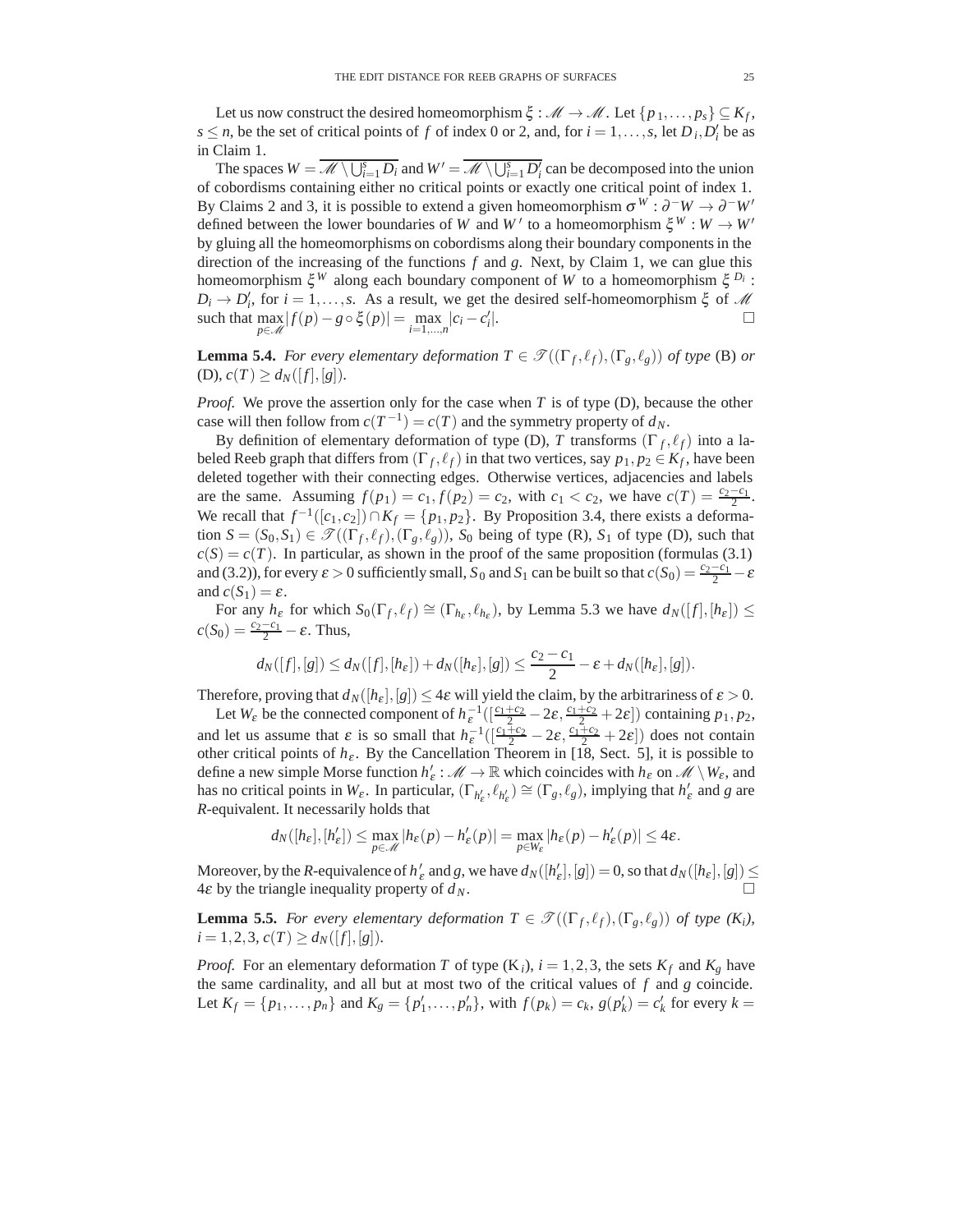Let us now construct the desired homeomorphism $\xi : \mathscr{M} \to \mathscr{M}$. Let $\{p_1, \ldots, p_s\} \subseteq K_f$, $s \le n$, be the set of critical points of $f$ of index 0 or 2, and, for $i = 1, \ldots, s$, let $D_i, D_i'$ be as in Claim 1.

The spaces $W = \overline{\mathscr{M} \setminus \bigcup_{i=1}^{s} D_i}$ and $W' = \overline{\mathscr{M} \setminus \bigcup_{i=1}^{s} D_i'}$ can be decomposed into the union of cobordisms containing either no critical points or exactly one critical point of index 1. By Claims 2 and 3, it is possible to extend a given homeomorphism $\sigma^W : \partial^- W \to \partial^- W'$ defined between the lower boundaries of $W$ and $W'$ to a homeomorphism $\xi^W : W \to W'$ by gluing all the homeomorphisms on cobordisms along their boundary components in the direction of the increasing of the functions $f$ and $g$. Next, by Claim 1, we can glue this homeomorphism $\xi^W$ along each boundary component of $W$ to a homeomorphism $\xi^{D_i} : D_i \to D_i'$, for $i = 1, \ldots, s$. As a result, we get the desired self-homeomorphism $\xi$ of $\mathscr{M}$ such that $\max_{p \in \mathscr{M}} |f(p) - g \circ \xi(p)| = \max_{i=1,\ldots,n} |c_i - c_i'|$. □

**Lemma 5.4.** *For every elementary deformation $T \in \mathscr{T}((\Gamma_f, \ell_f), (\Gamma_g, \ell_g))$ of type* (B) *or* (D), $c(T) \ge d_N([f],[g])$.

*Proof.* We prove the assertion only for the case when $T$ is of type (D), because the other case will then follow from $c(T^{-1}) = c(T)$ and the symmetry property of $d_N$.

By definition of elementary deformation of type (D), $T$ transforms $(\Gamma_f, \ell_f)$ into a labeled Reeb graph that differs from $(\Gamma_f, \ell_f)$ in that two vertices, say $p_1, p_2 \in K_f$, have been deleted together with their connecting edges. Otherwise vertices, adjacencies and labels are the same. Assuming $f(p_1) = c_1, f(p_2) = c_2$, with $c_1 < c_2$, we have $c(T) = \frac{c_2 - c_1}{2}$. We recall that $f^{-1}([c_1, c_2]) \cap K_f = \{p_1, p_2\}$. By Proposition 3.4, there exists a deformation $S = (S_0, S_1) \in \mathscr{T}((\Gamma_f, \ell_f), (\Gamma_g, \ell_g))$, $S_0$ being of type (R), $S_1$ of type (D), such that $c(S) = c(T)$. In particular, as shown in the proof of the same proposition (formulas (3.1) and (3.2)), for every $\varepsilon > 0$ sufficiently small, $S_0$ and $S_1$ can be built so that $c(S_0) = \frac{c_2 - c_1}{2} - \varepsilon$ and $c(S_1) = \varepsilon$.

For any $h_\varepsilon$ for which $S_0(\Gamma_f, \ell_f) \cong (\Gamma_{h_\varepsilon}, \ell_{h_\varepsilon})$, by Lemma 5.3 we have $d_N([f],[h_\varepsilon]) \le c(S_0) = \frac{c_2 - c_1}{2} - \varepsilon$. Thus,

$$d_N([f],[g]) \le d_N([f],[h_\varepsilon]) + d_N([h_\varepsilon],[g]) \le \frac{c_2 - c_1}{2} - \varepsilon + d_N([h_\varepsilon],[g]).$$

Therefore, proving that $d_N([h_\varepsilon],[g]) \le 4\varepsilon$ will yield the claim, by the arbitrariness of $\varepsilon > 0$.

Let $W_\varepsilon$ be the connected component of $h_\varepsilon^{-1}([\frac{c_1+c_2}{2} - 2\varepsilon, \frac{c_1+c_2}{2} + 2\varepsilon])$ containing $p_1, p_2$, and let us assume that $\varepsilon$ is so small that $h_\varepsilon^{-1}([\frac{c_1+c_2}{2} - 2\varepsilon, \frac{c_1+c_2}{2} + 2\varepsilon])$ does not contain other critical points of $h_\varepsilon$. By the Cancellation Theorem in [18, Sect. 5], it is possible to define a new simple Morse function $h_\varepsilon' : \mathscr{M} \to \mathbb{R}$ which coincides with $h_\varepsilon$ on $\mathscr{M} \setminus W_\varepsilon$, and has no critical points in $W_\varepsilon$. In particular, $(\Gamma_{h_\varepsilon'}, \ell_{h_\varepsilon'}) \cong (\Gamma_g, \ell_g)$, implying that $h_\varepsilon'$ and $g$ are $R$-equivalent. It necessarily holds that

$$d_N([h_\varepsilon],[h_\varepsilon']) \le \max_{p \in \mathscr{M}} |h_\varepsilon(p) - h_\varepsilon'(p)| = \max_{p \in W_\varepsilon} |h_\varepsilon(p) - h_\varepsilon'(p)| \le 4\varepsilon.$$

Moreover, by the $R$-equivalence of $h_\varepsilon'$ and $g$, we have $d_N([h_\varepsilon'],[g]) = 0$, so that $d_N([h_\varepsilon],[g]) \le 4\varepsilon$ by the triangle inequality property of $d_N$. □

**Lemma 5.5.** *For every elementary deformation $T \in \mathscr{T}((\Gamma_f, \ell_f), (\Gamma_g, \ell_g))$ of type* ($K_i$), $i = 1, 2, 3$, $c(T) \ge d_N([f],[g])$.

*Proof.* For an elementary deformation $T$ of type ($K_i$), $i = 1, 2, 3$, the sets $K_f$ and $K_g$ have the same cardinality, and all but at most two of the critical values of $f$ and $g$ coincide. Let $K_f = \{p_1, \ldots, p_n\}$ and $K_g = \{p_1', \ldots, p_n'\}$, with $f(p_k) = c_k$, $g(p_k') = c_k'$ for every $k =$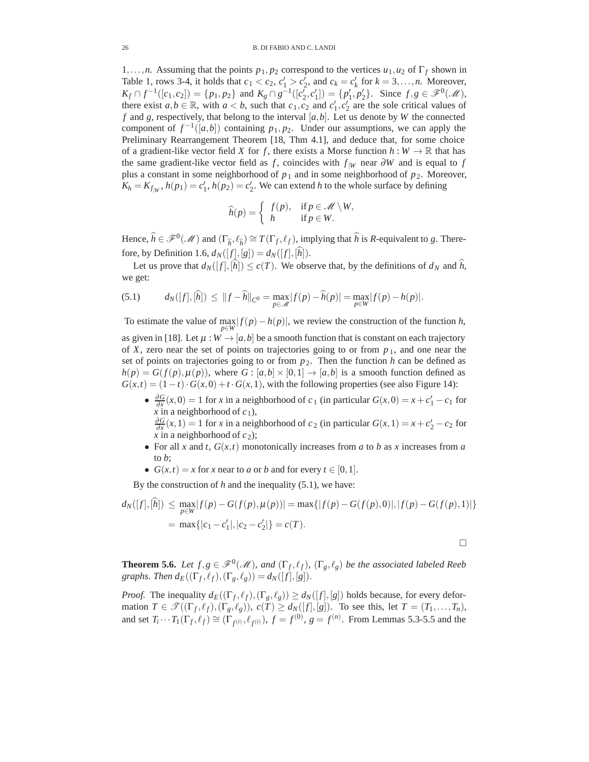$1,\ldots,n$. Assuming that the points $p_1, p_2$ correspond to the vertices $u_1, u_2$ of $\Gamma_f$ shown in Table 1, rows 3-4, it holds that $c_1 < c_2$, $c'_1 > c'_2$, and $c_k = c'_k$ for $k = 3,\ldots,n$. Moreover, $K_f \cap f^{-1}([c_1, c_2]) = \{p_1, p_2\}$ and $K_g \cap g^{-1}([c'_2, c'_1]) = \{p'_1, p'_2\}$. Since $f, g \in \mathscr{F}^0(\mathscr{M})$, there exist $a, b \in \mathbb{R}$, with $a < b$, such that $c_1, c_2$ and $c'_1, c'_2$ are the sole critical values of $f$ and $g$, respectively, that belong to the interval $[a,b]$. Let us denote by $W$ the connected component of $f^{-1}([a,b])$ containing $p_1, p_2$. Under our assumptions, we can apply the Preliminary Rearrangement Theorem [18, Thm 4.1], and deduce that, for some choice of a gradient-like vector field $X$ for $f$, there exists a Morse function $h : W \to \mathbb{R}$ that has the same gradient-like vector field as $f$, coincides with $f_{|W}$ near $\partial W$ and is equal to $f$ plus a constant in some neighborhood of $p_1$ and in some neighborhood of $p_2$. Moreover, $K_h = K_{f_{|W}}$, $h(p_1) = c'_1$, $h(p_2) = c'_2$. We can extend $h$ to the whole surface by defining

$$\widehat{h}(p) = \begin{cases} f(p), & \text{if } p \in \mathscr{M} \setminus W, \\ h & \text{if } p \in W. \end{cases}$$

Hence, $\widehat{h} \in \mathscr{F}^0(\mathscr{M})$ and $(\Gamma_{\widehat{h}}, \ell_{\widehat{h}}) \cong T(\Gamma_f, \ell_f)$, implying that $\widehat{h}$ is $R$-equivalent to $g$. Therefore, by Definition 1.6, $d_N([f],[g]) = d_N([f],[\widehat{h}])$.

Let us prove that $d_N([f],[\widehat{h}]) \le c(T)$. We observe that, by the definitions of $d_N$ and $\widehat{h}$, we get:

$$d_N([f],[\widehat{h}]) \le \|f - \widehat{h}\|_{C^0} = \max_{p \in \mathscr{M}} |f(p) - \widehat{h}(p)| = \max_{p \in W} |f(p) - h(p)|. \tag{5.1}$$

To estimate the value of $\max_{p \in W} |f(p) - h(p)|$, we review the construction of the function $h$, as given in [18]. Let $\mu : W \to [a,b]$ be a smooth function that is constant on each trajectory of $X$, zero near the set of points on trajectories going to or from $p_1$, and one near the set of points on trajectories going to or from $p_2$. Then the function $h$ can be defined as $h(p) = G(f(p), \mu(p))$, where $G : [a,b] \times [0,1] \to [a,b]$ is a smooth function defined as $G(x,t) = (1-t) \cdot G(x,0) + t \cdot G(x,1)$, with the following properties (see also Figure 14):

- $\frac{\partial G}{\partial x}(x,0) = 1$ for $x$ in a neighborhood of $c_1$ (in particular $G(x,0) = x + c'_1 - c_1$ for $x$ in a neighborhood of $c_1$),
  $\frac{\partial G}{\partial x}(x,1) = 1$ for $x$ in a neighborhood of $c_2$ (in particular $G(x,1) = x + c'_2 - c_2$ for $x$ in a neighborhood of $c_2$);
- For all $x$ and $t$, $G(x,t)$ monotonically increases from $a$ to $b$ as $x$ increases from $a$ to $b$;
- $G(x,t) = x$ for $x$ near to $a$ or $b$ and for every $t \in [0,1]$.

By the construction of $h$ and the inequality (5.1), we have:

$$\begin{aligned} d_N([f],[\widehat{h}]) &\le \max_{p \in W} |f(p) - G(f(p), \mu(p))| = \max\{|f(p) - G(f(p),0)|, |f(p) - G(f(p),1)|\} \\ &= \max\{|c_1 - c'_1|, |c_2 - c'_2|\} = c(T). \end{aligned}$$

□

**Theorem 5.6.** *Let $f, g \in \mathscr{F}^0(\mathscr{M})$, and $(\Gamma_f, \ell_f)$, $(\Gamma_g, \ell_g)$ be the associated labeled Reeb graphs. Then $d_E((\Gamma_f, \ell_f), (\Gamma_g, \ell_g)) = d_N([f],[g])$.*

*Proof.* The inequality $d_E((\Gamma_f, \ell_f), (\Gamma_g, \ell_g)) \ge d_N([f],[g])$ holds because, for every deformation $T \in \mathscr{T}((\Gamma_f, \ell_f), (\Gamma_g, \ell_g))$, $c(T) \ge d_N([f],[g])$. To see this, let $T = (T_1, \ldots, T_n)$, and set $T_i \cdots T_1(\Gamma_f, \ell_f) \cong (\Gamma_{f^{(i)}}, \ell_{f^{(i)}})$, $f = f^{(0)}$, $g = f^{(n)}$. From Lemmas 5.3-5.5 and the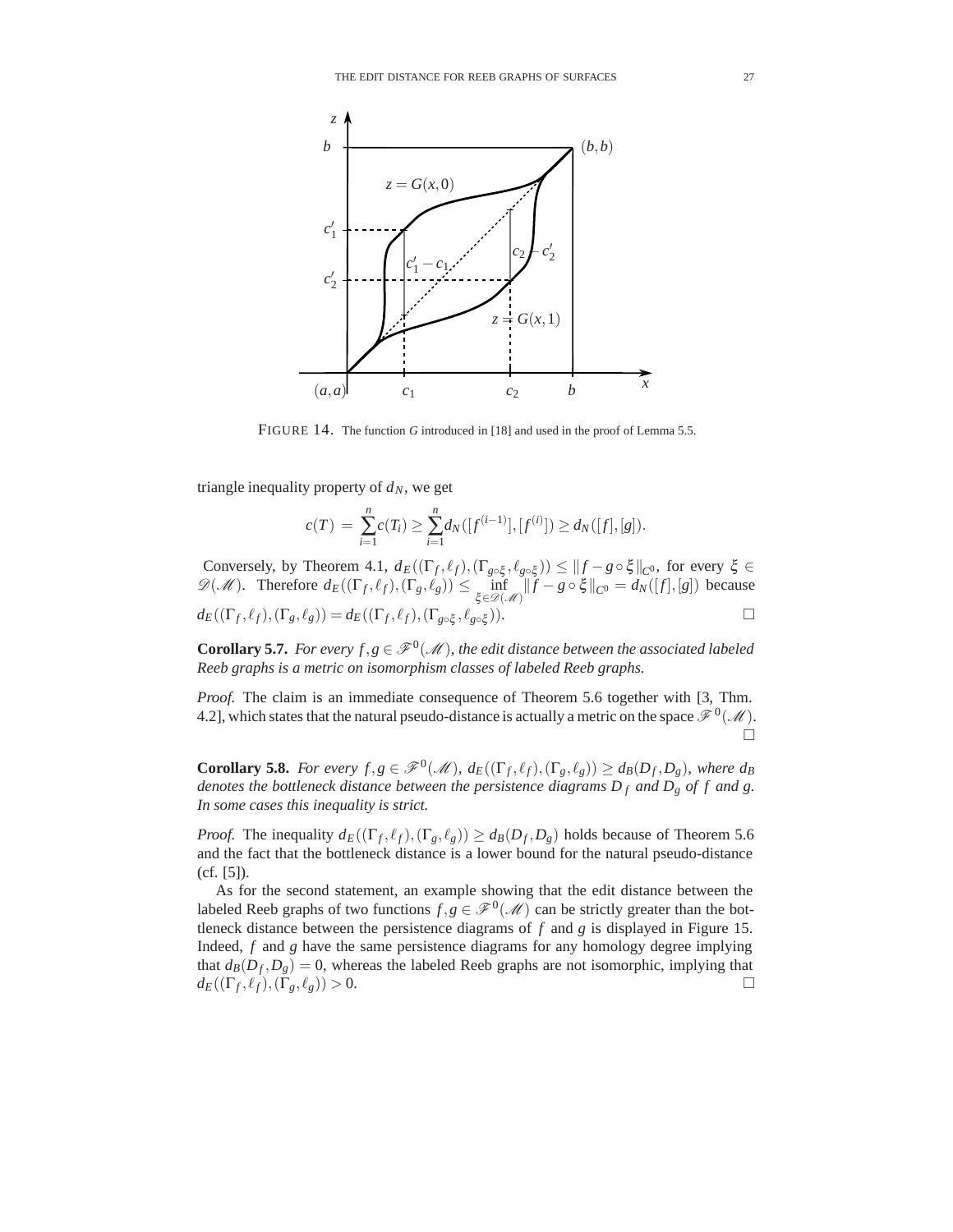FIGURE 14. The function $G$ introduced in [18] and used in the proof of Lemma 5.5.

triangle inequality property of $d_N$, we get

$$c(T) = \sum_{i=1}^{n} c(T_i) \geq \sum_{i=1}^{n} d_N([f^{(i-1)}],[f^{(i)}]) \geq d_N([f],[g]).$$

Conversely, by Theorem 4.1, $d_E((\Gamma_f,\ell_f),(\Gamma_{g\circ\xi},\ell_{g\circ\xi})) \leq \|f - g\circ\xi\|_{C^0}$, for every $\xi \in \mathscr{D}(\mathscr{M})$. Therefore $d_E((\Gamma_f,\ell_f),(\Gamma_g,\ell_g)) \leq \inf_{\xi\in\mathscr{D}(\mathscr{M})} \|f - g\circ\xi\|_{C^0} = d_N([f],[g])$ because $d_E((\Gamma_f,\ell_f),(\Gamma_g,\ell_g)) = d_E((\Gamma_f,\ell_f),(\Gamma_{g\circ\xi},\ell_{g\circ\xi}))$. $\square$

**Corollary 5.7.** *For every $f,g \in \mathscr{F}^0(\mathscr{M})$, the edit distance between the associated labeled Reeb graphs is a metric on isomorphism classes of labeled Reeb graphs.*

*Proof.* The claim is an immediate consequence of Theorem 5.6 together with [3, Thm. 4.2], which states that the natural pseudo-distance is actually a metric on the space $\mathscr{F}^0(\mathscr{M})$. $\square$

**Corollary 5.8.** *For every $f,g \in \mathscr{F}^0(\mathscr{M})$, $d_E((\Gamma_f,\ell_f),(\Gamma_g,\ell_g)) \geq d_B(D_f,D_g)$, where $d_B$ denotes the bottleneck distance between the persistence diagrams $D_f$ and $D_g$ of $f$ and $g$. In some cases this inequality is strict.*

*Proof.* The inequality $d_E((\Gamma_f,\ell_f),(\Gamma_g,\ell_g)) \geq d_B(D_f,D_g)$ holds because of Theorem 5.6 and the fact that the bottleneck distance is a lower bound for the natural pseudo-distance (cf. [5]).

As for the second statement, an example showing that the edit distance between the labeled Reeb graphs of two functions $f,g \in \mathscr{F}^0(\mathscr{M})$ can be strictly greater than the bottleneck distance between the persistence diagrams of $f$ and $g$ is displayed in Figure 15. Indeed, $f$ and $g$ have the same persistence diagrams for any homology degree implying that $d_B(D_f,D_g) = 0$, whereas the labeled Reeb graphs are not isomorphic, implying that $d_E((\Gamma_f,\ell_f),(\Gamma_g,\ell_g)) > 0$. $\square$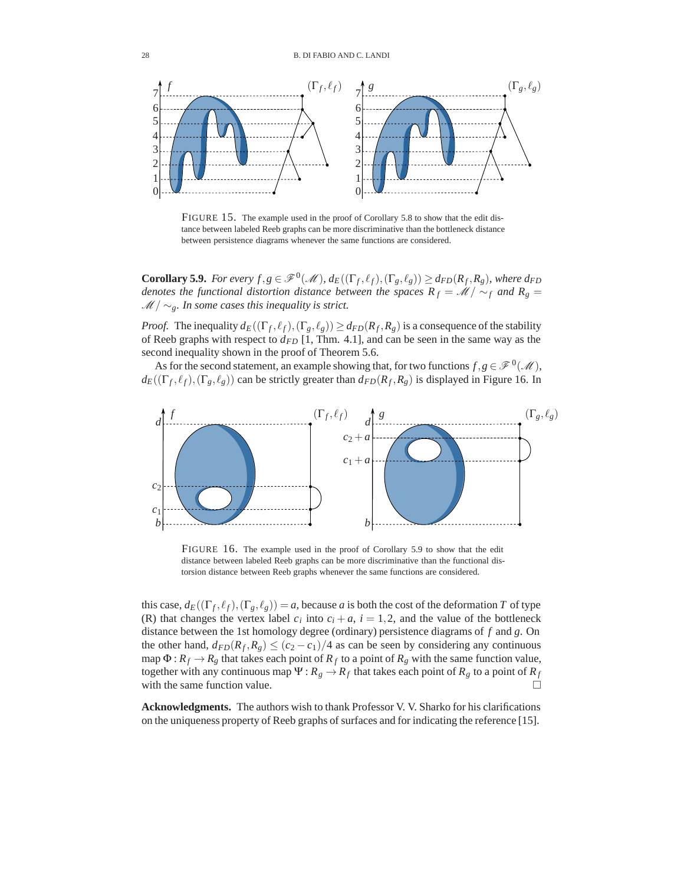FIGURE 15. The example used in the proof of Corollary 5.8 to show that the edit distance between labeled Reeb graphs can be more discriminative than the bottleneck distance between persistence diagrams whenever the same functions are considered.

**Corollary 5.9.** *For every $f, g \in \mathscr{F}^0(\mathscr{M})$, $d_E((\Gamma_f, \ell_f), (\Gamma_g, \ell_g)) \geq d_{FD}(R_f, R_g)$, where $d_{FD}$ denotes the functional distortion distance between the spaces $R_f = \mathscr{M}/\sim_f$ and $R_g = \mathscr{M}/\sim_g$. In some cases this inequality is strict.*

*Proof.* The inequality $d_E((\Gamma_f, \ell_f), (\Gamma_g, \ell_g)) \geq d_{FD}(R_f, R_g)$ is a consequence of the stability of Reeb graphs with respect to $d_{FD}$ [1, Thm. 4.1], and can be seen in the same way as the second inequality shown in the proof of Theorem 5.6.

As for the second statement, an example showing that, for two functions $f, g \in \mathscr{F}^0(\mathscr{M})$, $d_E((\Gamma_f, \ell_f), (\Gamma_g, \ell_g))$ can be strictly greater than $d_{FD}(R_f, R_g)$ is displayed in Figure 16. In

FIGURE 16. The example used in the proof of Corollary 5.9 to show that the edit distance between labeled Reeb graphs can be more discriminative than the functional distortion distance between Reeb graphs whenever the same functions are considered.

this case, $d_E((\Gamma_f, \ell_f), (\Gamma_g, \ell_g)) = a$, because $a$ is both the cost of the deformation $T$ of type (R) that changes the vertex label $c_i$ into $c_i + a$, $i = 1, 2$, and the value of the bottleneck distance between the 1st homology degree (ordinary) persistence diagrams of $f$ and $g$. On the other hand, $d_{FD}(R_f, R_g) \leq (c_2 - c_1)/4$ as can be seen by considering any continuous map $\Phi : R_f \to R_g$ that takes each point of $R_f$ to a point of $R_g$ with the same function value, together with any continuous map $\Psi : R_g \to R_f$ that takes each point of $R_g$ to a point of $R_f$ with the same function value. □

**Acknowledgments.** The authors wish to thank Professor V. V. Sharko for his clarifications on the uniqueness property of Reeb graphs of surfaces and for indicating the reference [15].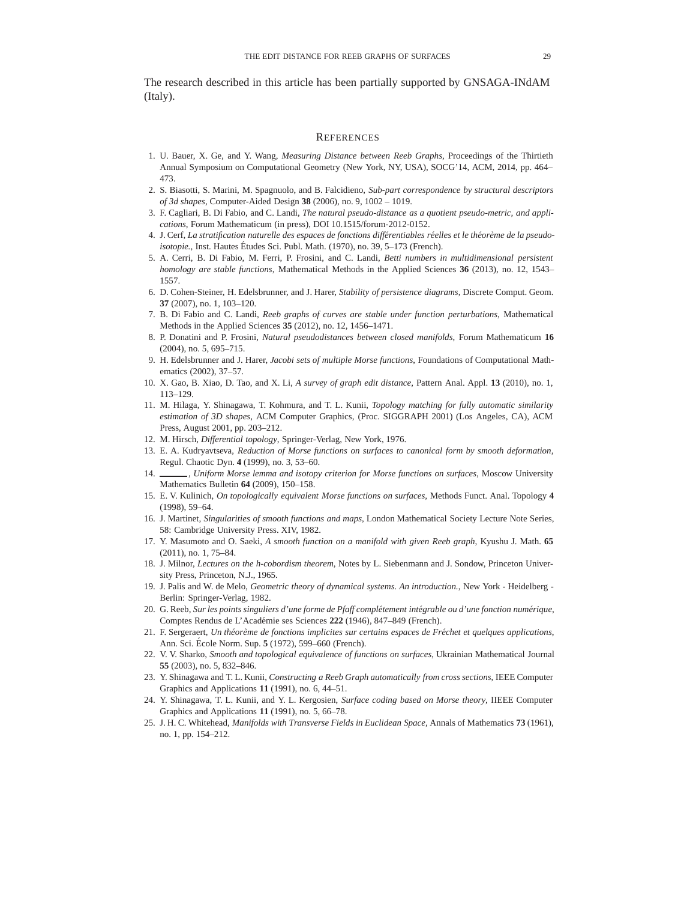The research described in this article has been partially supported by GNSAGA-INdAM (Italy).

## References

1. U. Bauer, X. Ge, and Y. Wang, *Measuring Distance between Reeb Graphs*, Proceedings of the Thirtieth Annual Symposium on Computational Geometry (New York, NY, USA), SOCG'14, ACM, 2014, pp. 464–473.
2. S. Biasotti, S. Marini, M. Spagnuolo, and B. Falcidieno, *Sub-part correspondence by structural descriptors of 3d shapes*, Computer-Aided Design **38** (2006), no. 9, 1002 – 1019.
3. F. Cagliari, B. Di Fabio, and C. Landi, *The natural pseudo-distance as a quotient pseudo-metric, and applications*, Forum Mathematicum (in press), DOI 10.1515/forum-2012-0152.
4. J. Cerf, *La stratification naturelle des espaces de fonctions différentiables réelles et le théorème de la pseudo-isotopie.*, Inst. Hautes Études Sci. Publ. Math. (1970), no. 39, 5–173 (French).
5. A. Cerri, B. Di Fabio, M. Ferri, P. Frosini, and C. Landi, *Betti numbers in multidimensional persistent homology are stable functions*, Mathematical Methods in the Applied Sciences **36** (2013), no. 12, 1543–1557.
6. D. Cohen-Steiner, H. Edelsbrunner, and J. Harer, *Stability of persistence diagrams*, Discrete Comput. Geom. **37** (2007), no. 1, 103–120.
7. B. Di Fabio and C. Landi, *Reeb graphs of curves are stable under function perturbations*, Mathematical Methods in the Applied Sciences **35** (2012), no. 12, 1456–1471.
8. P. Donatini and P. Frosini, *Natural pseudodistances between closed manifolds*, Forum Mathematicum **16** (2004), no. 5, 695–715.
9. H. Edelsbrunner and J. Harer, *Jacobi sets of multiple Morse functions*, Foundations of Computational Mathematics (2002), 37–57.
10. X. Gao, B. Xiao, D. Tao, and X. Li, *A survey of graph edit distance*, Pattern Anal. Appl. **13** (2010), no. 1, 113–129.
11. M. Hilaga, Y. Shinagawa, T. Kohmura, and T. L. Kunii, *Topology matching for fully automatic similarity estimation of 3D shapes*, ACM Computer Graphics, (Proc. SIGGRAPH 2001) (Los Angeles, CA), ACM Press, August 2001, pp. 203–212.
12. M. Hirsch, *Differential topology*, Springer-Verlag, New York, 1976.
13. E. A. Kudryavtseva, *Reduction of Morse functions on surfaces to canonical form by smooth deformation*, Regul. Chaotic Dyn. **4** (1999), no. 3, 53–60.
14. ______, *Uniform Morse lemma and isotopy criterion for Morse functions on surfaces*, Moscow University Mathematics Bulletin **64** (2009), 150–158.
15. E. V. Kulinich, *On topologically equivalent Morse functions on surfaces*, Methods Funct. Anal. Topology **4** (1998), 59–64.
16. J. Martinet, *Singularities of smooth functions and maps*, London Mathematical Society Lecture Note Series, 58: Cambridge University Press. XIV, 1982.
17. Y. Masumoto and O. Saeki, *A smooth function on a manifold with given Reeb graph*, Kyushu J. Math. **65** (2011), no. 1, 75–84.
18. J. Milnor, *Lectures on the h-cobordism theorem*, Notes by L. Siebenmann and J. Sondow, Princeton University Press, Princeton, N.J., 1965.
19. J. Palis and W. de Melo, *Geometric theory of dynamical systems. An introduction.*, New York - Heidelberg - Berlin: Springer-Verlag, 1982.
20. G. Reeb, *Sur les points singuliers d'une forme de Pfaff complétement intégrable ou d'une fonction numérique*, Comptes Rendus de L'Académie ses Sciences **222** (1946), 847–849 (French).
21. F. Sergeraert, *Un théorème de fonctions implicites sur certains espaces de Fréchet et quelques applications*, Ann. Sci. École Norm. Sup. **5** (1972), 599–660 (French).
22. V. V. Sharko, *Smooth and topological equivalence of functions on surfaces*, Ukrainian Mathematical Journal **55** (2003), no. 5, 832–846.
23. Y. Shinagawa and T. L. Kunii, *Constructing a Reeb Graph automatically from cross sections*, IEEE Computer Graphics and Applications **11** (1991), no. 6, 44–51.
24. Y. Shinagawa, T. L. Kunii, and Y. L. Kergosien, *Surface coding based on Morse theory*, IIEEE Computer Graphics and Applications **11** (1991), no. 5, 66–78.
25. J. H. C. Whitehead, *Manifolds with Transverse Fields in Euclidean Space*, Annals of Mathematics **73** (1961), no. 1, pp. 154–212.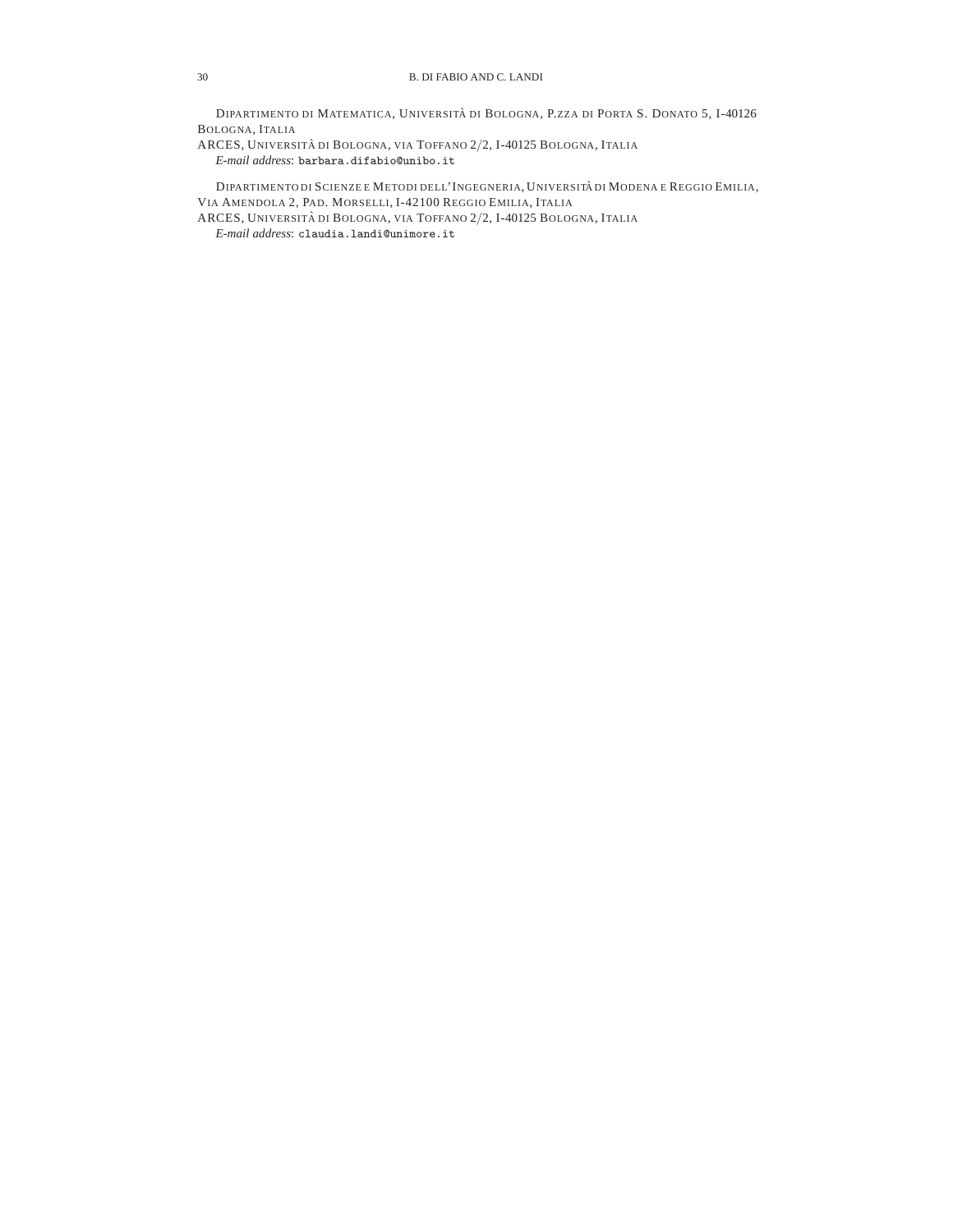Dipartimento di Matematica, Università di Bologna, P.zza di Porta S. Donato 5, I-40126 Bologna, Italia
ARCES, Università di Bologna, via Toffano 2/2, I-40125 Bologna, Italia

*E-mail address*: barbara.difabio@unibo.it

Dipartimento di Scienze e Metodi dell'Ingegneria, Università di Modena e Reggio Emilia, Via Amendola 2, Pad. Morselli, I-42100 Reggio Emilia, Italia
ARCES, Università di Bologna, via Toffano 2/2, I-40125 Bologna, Italia

*E-mail address*: claudia.landi@unimore.it